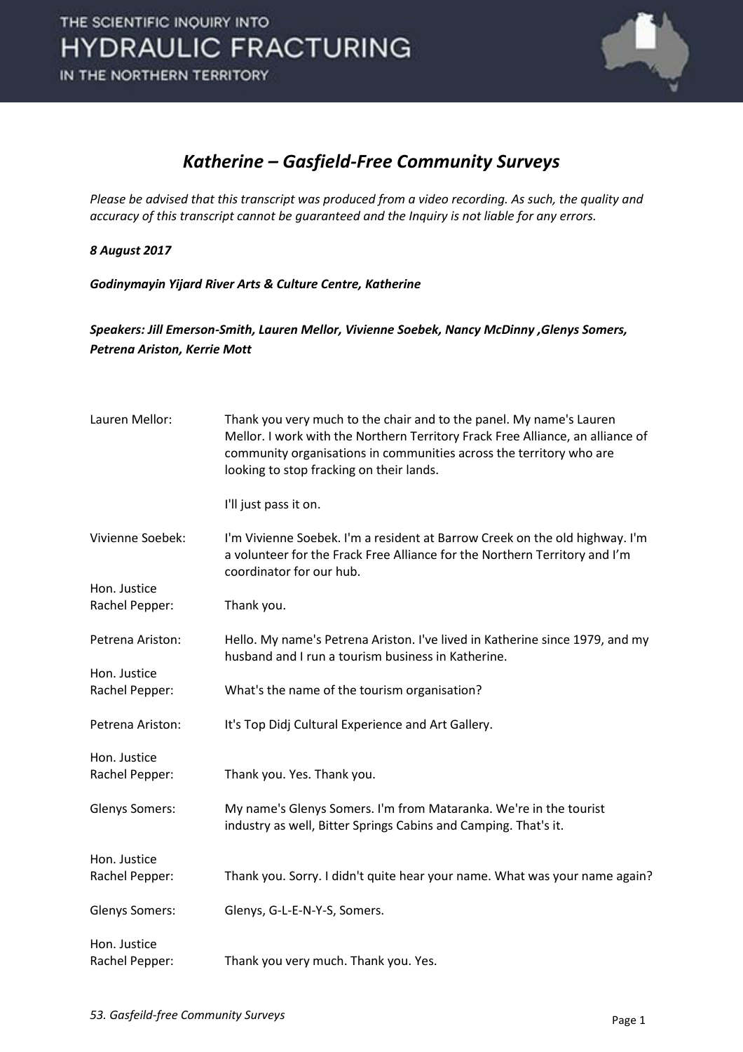# *Katherine – Gasfield-Free Community Surveys*

*Please be advised that this transcript was produced from a video recording. As such, the quality and accuracy of this transcript cannot be guaranteed and the Inquiry is not liable for any errors.*

***8 August 2017***

***Godinymayin Yijard River Arts & Culture Centre, Katherine***

***Speakers: Jill Emerson-Smith, Lauren Mellor, Vivienne Soebek, Nancy McDinny ,Glenys Somers, Petrena Ariston, Kerrie Mott***

| | |
|---|---|
| Lauren Mellor: | Thank you very much to the chair and to the panel. My name's Lauren Mellor. I work with the Northern Territory Frack Free Alliance, an alliance of community organisations in communities across the territory who are looking to stop fracking on their lands. |
| | I'll just pass it on. |
| Vivienne Soebek: | I'm Vivienne Soebek. I'm a resident at Barrow Creek on the old highway. I'm a volunteer for the Frack Free Alliance for the Northern Territory and I'm coordinator for our hub. |
| Hon. Justice Rachel Pepper: | Thank you. |
| Petrena Ariston: | Hello. My name's Petrena Ariston. I've lived in Katherine since 1979, and my husband and I run a tourism business in Katherine. |
| Hon. Justice Rachel Pepper: | What's the name of the tourism organisation? |
| Petrena Ariston: | It's Top Didj Cultural Experience and Art Gallery. |
| Hon. Justice Rachel Pepper: | Thank you. Yes. Thank you. |
| Glenys Somers: | My name's Glenys Somers. I'm from Mataranka. We're in the tourist industry as well, Bitter Springs Cabins and Camping. That's it. |
| Hon. Justice Rachel Pepper: | Thank you. Sorry. I didn't quite hear your name. What was your name again? |
| Glenys Somers: | Glenys, G-L-E-N-Y-S, Somers. |
| Hon. Justice Rachel Pepper: | Thank you very much. Thank you. Yes. |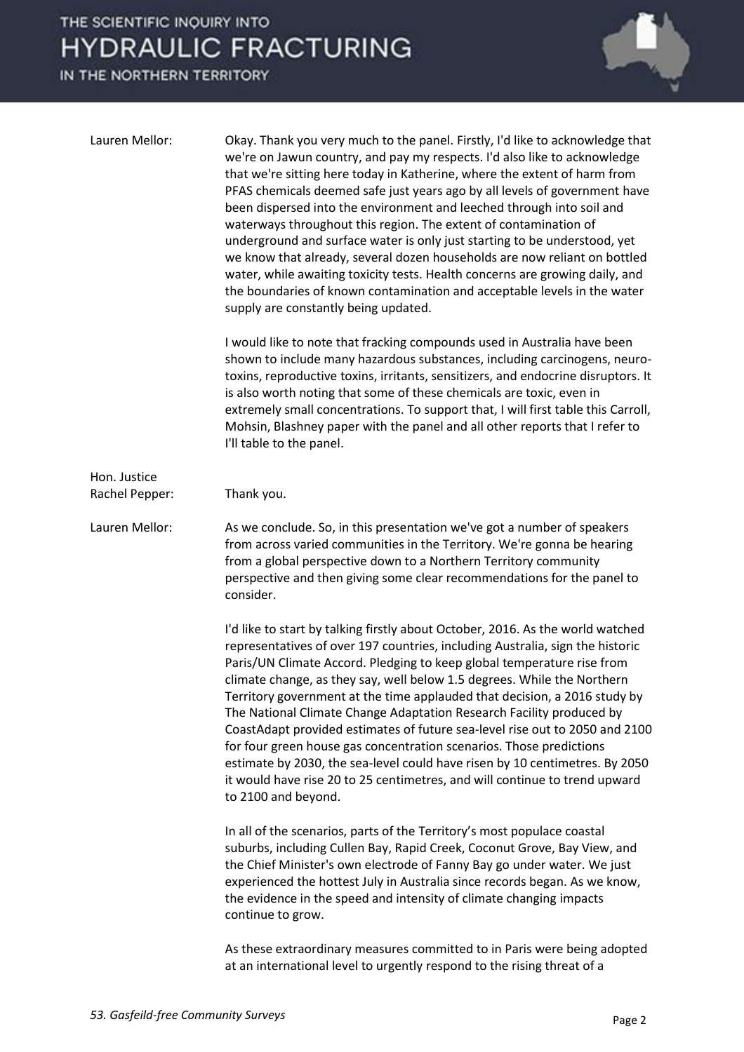Lauren Mellor: Okay. Thank you very much to the panel. Firstly, I'd like to acknowledge that we're on Jawun country, and pay my respects. I'd also like to acknowledge that we're sitting here today in Katherine, where the extent of harm from PFAS chemicals deemed safe just years ago by all levels of government have been dispersed into the environment and leeched through into soil and waterways throughout this region. The extent of contamination of underground and surface water is only just starting to be understood, yet we know that already, several dozen households are now reliant on bottled water, while awaiting toxicity tests. Health concerns are growing daily, and the boundaries of known contamination and acceptable levels in the water supply are constantly being updated.

I would like to note that fracking compounds used in Australia have been shown to include many hazardous substances, including carcinogens, neuro-toxins, reproductive toxins, irritants, sensitizers, and endocrine disruptors. It is also worth noting that some of these chemicals are toxic, even in extremely small concentrations. To support that, I will first table this Carroll, Mohsin, Blashney paper with the panel and all other reports that I refer to I'll table to the panel.

Hon. Justice Rachel Pepper: Thank you.

Lauren Mellor: As we conclude. So, in this presentation we've got a number of speakers from across varied communities in the Territory. We're gonna be hearing from a global perspective down to a Northern Territory community perspective and then giving some clear recommendations for the panel to consider.

I'd like to start by talking firstly about October, 2016. As the world watched representatives of over 197 countries, including Australia, sign the historic Paris/UN Climate Accord. Pledging to keep global temperature rise from climate change, as they say, well below 1.5 degrees. While the Northern Territory government at the time applauded that decision, a 2016 study by The National Climate Change Adaptation Research Facility produced by CoastAdapt provided estimates of future sea-level rise out to 2050 and 2100 for four green house gas concentration scenarios. Those predictions estimate by 2030, the sea-level could have risen by 10 centimetres. By 2050 it would have rise 20 to 25 centimetres, and will continue to trend upward to 2100 and beyond.

In all of the scenarios, parts of the Territory's most populace coastal suburbs, including Cullen Bay, Rapid Creek, Coconut Grove, Bay View, and the Chief Minister's own electrode of Fanny Bay go under water. We just experienced the hottest July in Australia since records began. As we know, the evidence in the speed and intensity of climate changing impacts continue to grow.

As these extraordinary measures committed to in Paris were being adopted at an international level to urgently respond to the rising threat of a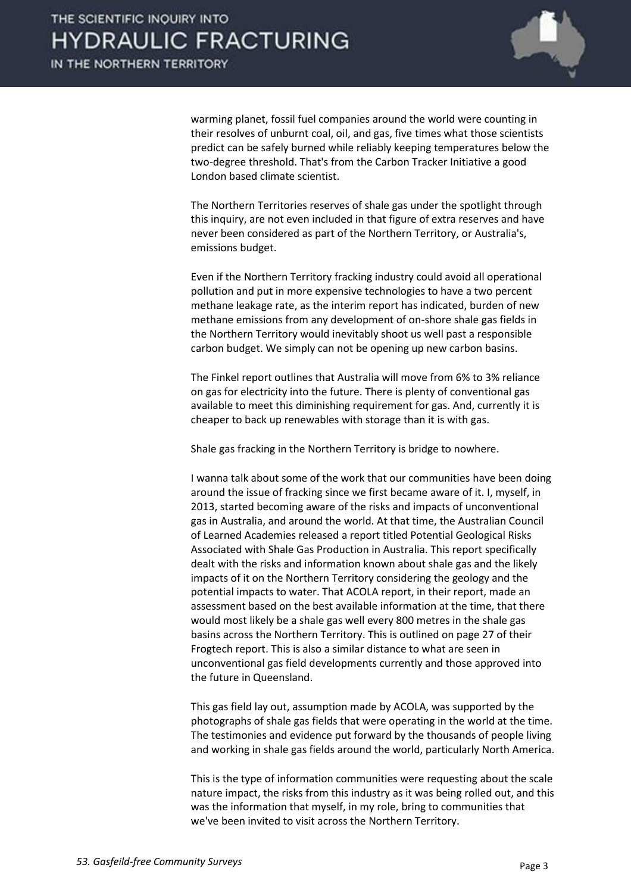warming planet, fossil fuel companies around the world were counting in their resolves of unburnt coal, oil, and gas, five times what those scientists predict can be safely burned while reliably keeping temperatures below the two-degree threshold. That's from the Carbon Tracker Initiative a good London based climate scientist.

The Northern Territories reserves of shale gas under the spotlight through this inquiry, are not even included in that figure of extra reserves and have never been considered as part of the Northern Territory, or Australia's, emissions budget.

Even if the Northern Territory fracking industry could avoid all operational pollution and put in more expensive technologies to have a two percent methane leakage rate, as the interim report has indicated, burden of new methane emissions from any development of on-shore shale gas fields in the Northern Territory would inevitably shoot us well past a responsible carbon budget. We simply can not be opening up new carbon basins.

The Finkel report outlines that Australia will move from 6% to 3% reliance on gas for electricity into the future. There is plenty of conventional gas available to meet this diminishing requirement for gas. And, currently it is cheaper to back up renewables with storage than it is with gas.

Shale gas fracking in the Northern Territory is bridge to nowhere.

I wanna talk about some of the work that our communities have been doing around the issue of fracking since we first became aware of it. I, myself, in 2013, started becoming aware of the risks and impacts of unconventional gas in Australia, and around the world. At that time, the Australian Council of Learned Academies released a report titled Potential Geological Risks Associated with Shale Gas Production in Australia. This report specifically dealt with the risks and information known about shale gas and the likely impacts of it on the Northern Territory considering the geology and the potential impacts to water. That ACOLA report, in their report, made an assessment based on the best available information at the time, that there would most likely be a shale gas well every 800 metres in the shale gas basins across the Northern Territory. This is outlined on page 27 of their Frogtech report. This is also a similar distance to what are seen in unconventional gas field developments currently and those approved into the future in Queensland.

This gas field lay out, assumption made by ACOLA, was supported by the photographs of shale gas fields that were operating in the world at the time. The testimonies and evidence put forward by the thousands of people living and working in shale gas fields around the world, particularly North America.

This is the type of information communities were requesting about the scale nature impact, the risks from this industry as it was being rolled out, and this was the information that myself, in my role, bring to communities that we've been invited to visit across the Northern Territory.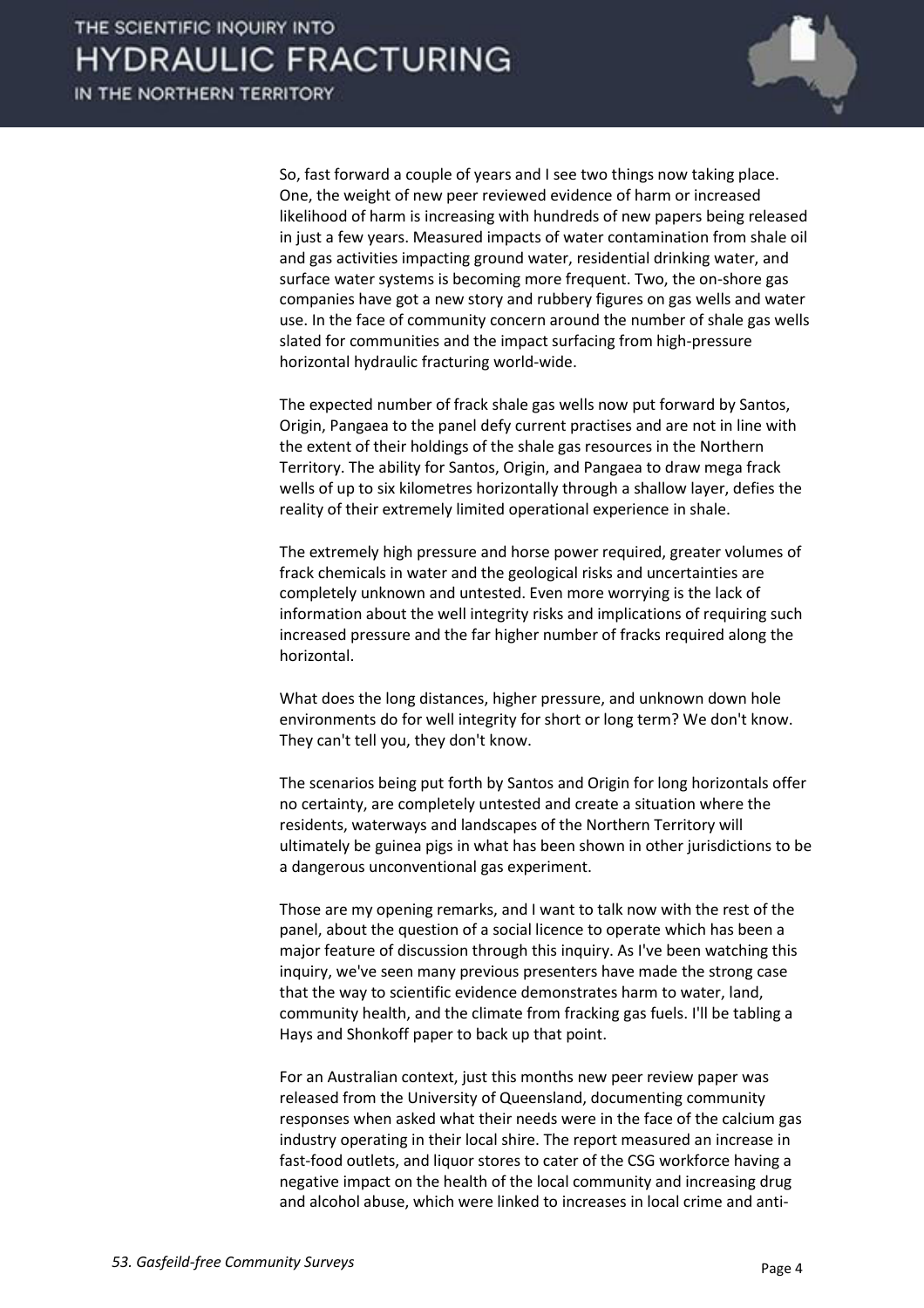So, fast forward a couple of years and I see two things now taking place. One, the weight of new peer reviewed evidence of harm or increased likelihood of harm is increasing with hundreds of new papers being released in just a few years. Measured impacts of water contamination from shale oil and gas activities impacting ground water, residential drinking water, and surface water systems is becoming more frequent. Two, the on-shore gas companies have got a new story and rubbery figures on gas wells and water use. In the face of community concern around the number of shale gas wells slated for communities and the impact surfacing from high-pressure horizontal hydraulic fracturing world-wide.

The expected number of frack shale gas wells now put forward by Santos, Origin, Pangaea to the panel defy current practises and are not in line with the extent of their holdings of the shale gas resources in the Northern Territory. The ability for Santos, Origin, and Pangaea to draw mega frack wells of up to six kilometres horizontally through a shallow layer, defies the reality of their extremely limited operational experience in shale.

The extremely high pressure and horse power required, greater volumes of frack chemicals in water and the geological risks and uncertainties are completely unknown and untested. Even more worrying is the lack of information about the well integrity risks and implications of requiring such increased pressure and the far higher number of fracks required along the horizontal.

What does the long distances, higher pressure, and unknown down hole environments do for well integrity for short or long term? We don't know. They can't tell you, they don't know.

The scenarios being put forth by Santos and Origin for long horizontals offer no certainty, are completely untested and create a situation where the residents, waterways and landscapes of the Northern Territory will ultimately be guinea pigs in what has been shown in other jurisdictions to be a dangerous unconventional gas experiment.

Those are my opening remarks, and I want to talk now with the rest of the panel, about the question of a social licence to operate which has been a major feature of discussion through this inquiry. As I've been watching this inquiry, we've seen many previous presenters have made the strong case that the way to scientific evidence demonstrates harm to water, land, community health, and the climate from fracking gas fuels. I'll be tabling a Hays and Shonkoff paper to back up that point.

For an Australian context, just this months new peer review paper was released from the University of Queensland, documenting community responses when asked what their needs were in the face of the calcium gas industry operating in their local shire. The report measured an increase in fast-food outlets, and liquor stores to cater of the CSG workforce having a negative impact on the health of the local community and increasing drug and alcohol abuse, which were linked to increases in local crime and anti-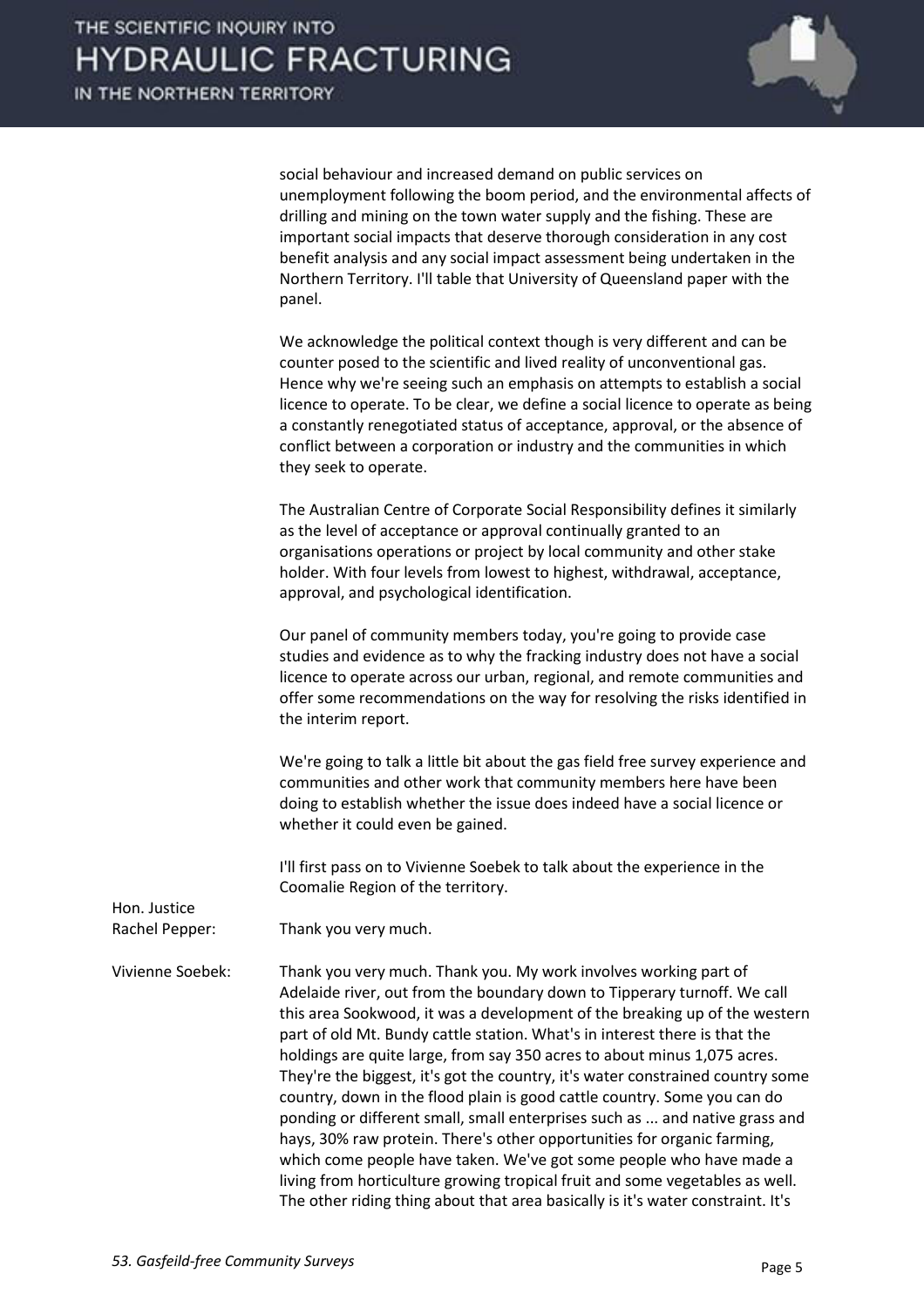social behaviour and increased demand on public services on unemployment following the boom period, and the environmental affects of drilling and mining on the town water supply and the fishing. These are important social impacts that deserve thorough consideration in any cost benefit analysis and any social impact assessment being undertaken in the Northern Territory. I'll table that University of Queensland paper with the panel.

We acknowledge the political context though is very different and can be counter posed to the scientific and lived reality of unconventional gas. Hence why we're seeing such an emphasis on attempts to establish a social licence to operate. To be clear, we define a social licence to operate as being a constantly renegotiated status of acceptance, approval, or the absence of conflict between a corporation or industry and the communities in which they seek to operate.

The Australian Centre of Corporate Social Responsibility defines it similarly as the level of acceptance or approval continually granted to an organisations operations or project by local community and other stake holder. With four levels from lowest to highest, withdrawal, acceptance, approval, and psychological identification.

Our panel of community members today, you're going to provide case studies and evidence as to why the fracking industry does not have a social licence to operate across our urban, regional, and remote communities and offer some recommendations on the way for resolving the risks identified in the interim report.

We're going to talk a little bit about the gas field free survey experience and communities and other work that community members here have been doing to establish whether the issue does indeed have a social licence or whether it could even be gained.

I'll first pass on to Vivienne Soebek to talk about the experience in the Coomalie Region of the territory.

**Hon. Justice Rachel Pepper:** Thank you very much.

**Vivienne Soebek:** Thank you very much. Thank you. My work involves working part of Adelaide river, out from the boundary down to Tipperary turnoff. We call this area Sookwood, it was a development of the breaking up of the western part of old Mt. Bundy cattle station. What's in interest there is that the holdings are quite large, from say 350 acres to about minus 1,075 acres. They're the biggest, it's got the country, it's water constrained country some country, down in the flood plain is good cattle country. Some you can do ponding or different small, small enterprises such as ... and native grass and hays, 30% raw protein. There's other opportunities for organic farming, which come people have taken. We've got some people who have made a living from horticulture growing tropical fruit and some vegetables as well. The other riding thing about that area basically is it's water constraint. It's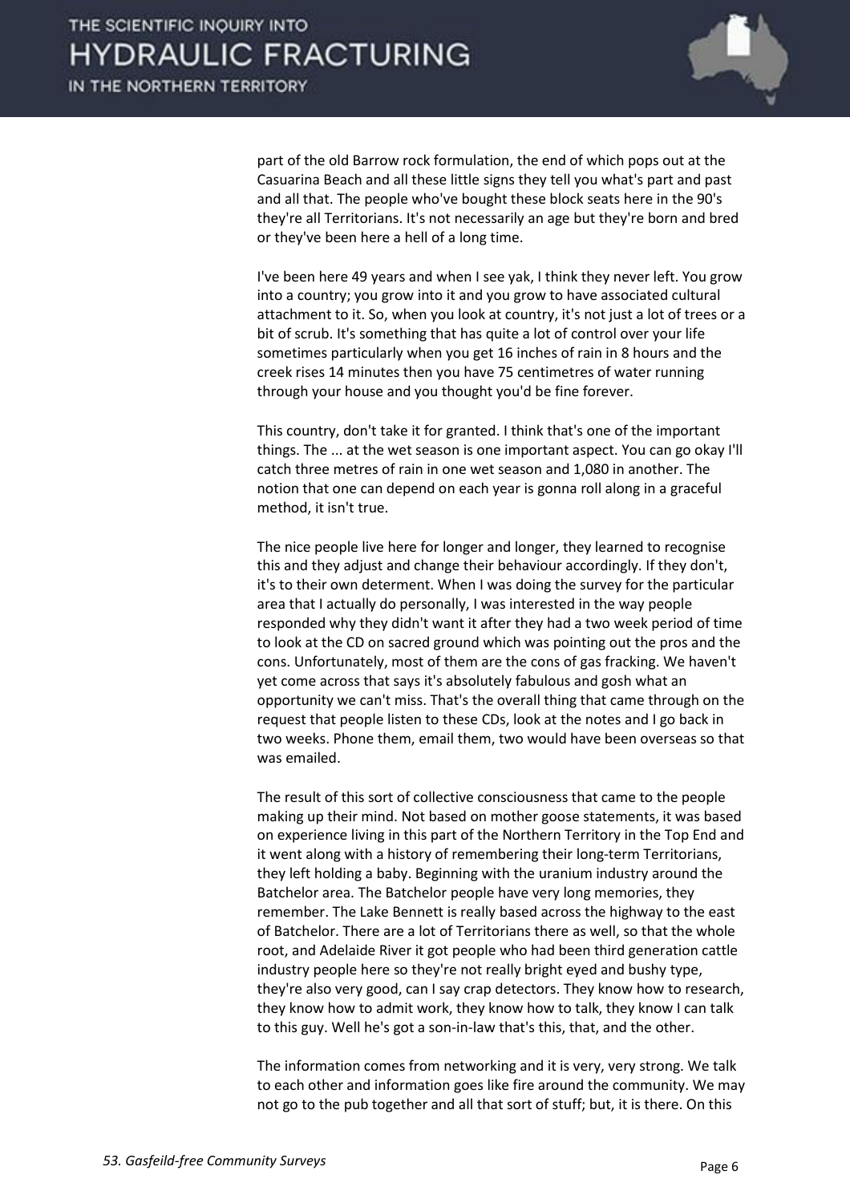part of the old Barrow rock formulation, the end of which pops out at the Casuarina Beach and all these little signs they tell you what's part and past and all that. The people who've bought these block seats here in the 90's they're all Territorians. It's not necessarily an age but they're born and bred or they've been here a hell of a long time.

I've been here 49 years and when I see yak, I think they never left. You grow into a country; you grow into it and you grow to have associated cultural attachment to it. So, when you look at country, it's not just a lot of trees or a bit of scrub. It's something that has quite a lot of control over your life sometimes particularly when you get 16 inches of rain in 8 hours and the creek rises 14 minutes then you have 75 centimetres of water running through your house and you thought you'd be fine forever.

This country, don't take it for granted. I think that's one of the important things. The ... at the wet season is one important aspect. You can go okay I'll catch three metres of rain in one wet season and 1,080 in another. The notion that one can depend on each year is gonna roll along in a graceful method, it isn't true.

The nice people live here for longer and longer, they learned to recognise this and they adjust and change their behaviour accordingly. If they don't, it's to their own determent. When I was doing the survey for the particular area that I actually do personally, I was interested in the way people responded why they didn't want it after they had a two week period of time to look at the CD on sacred ground which was pointing out the pros and the cons. Unfortunately, most of them are the cons of gas fracking. We haven't yet come across that says it's absolutely fabulous and gosh what an opportunity we can't miss. That's the overall thing that came through on the request that people listen to these CDs, look at the notes and I go back in two weeks. Phone them, email them, two would have been overseas so that was emailed.

The result of this sort of collective consciousness that came to the people making up their mind. Not based on mother goose statements, it was based on experience living in this part of the Northern Territory in the Top End and it went along with a history of remembering their long-term Territorians, they left holding a baby. Beginning with the uranium industry around the Batchelor area. The Batchelor people have very long memories, they remember. The Lake Bennett is really based across the highway to the east of Batchelor. There are a lot of Territorians there as well, so that the whole root, and Adelaide River it got people who had been third generation cattle industry people here so they're not really bright eyed and bushy type, they're also very good, can I say crap detectors. They know how to research, they know how to admit work, they know how to talk, they know I can talk to this guy. Well he's got a son-in-law that's this, that, and the other.

The information comes from networking and it is very, very strong. We talk to each other and information goes like fire around the community. We may not go to the pub together and all that sort of stuff; but, it is there. On this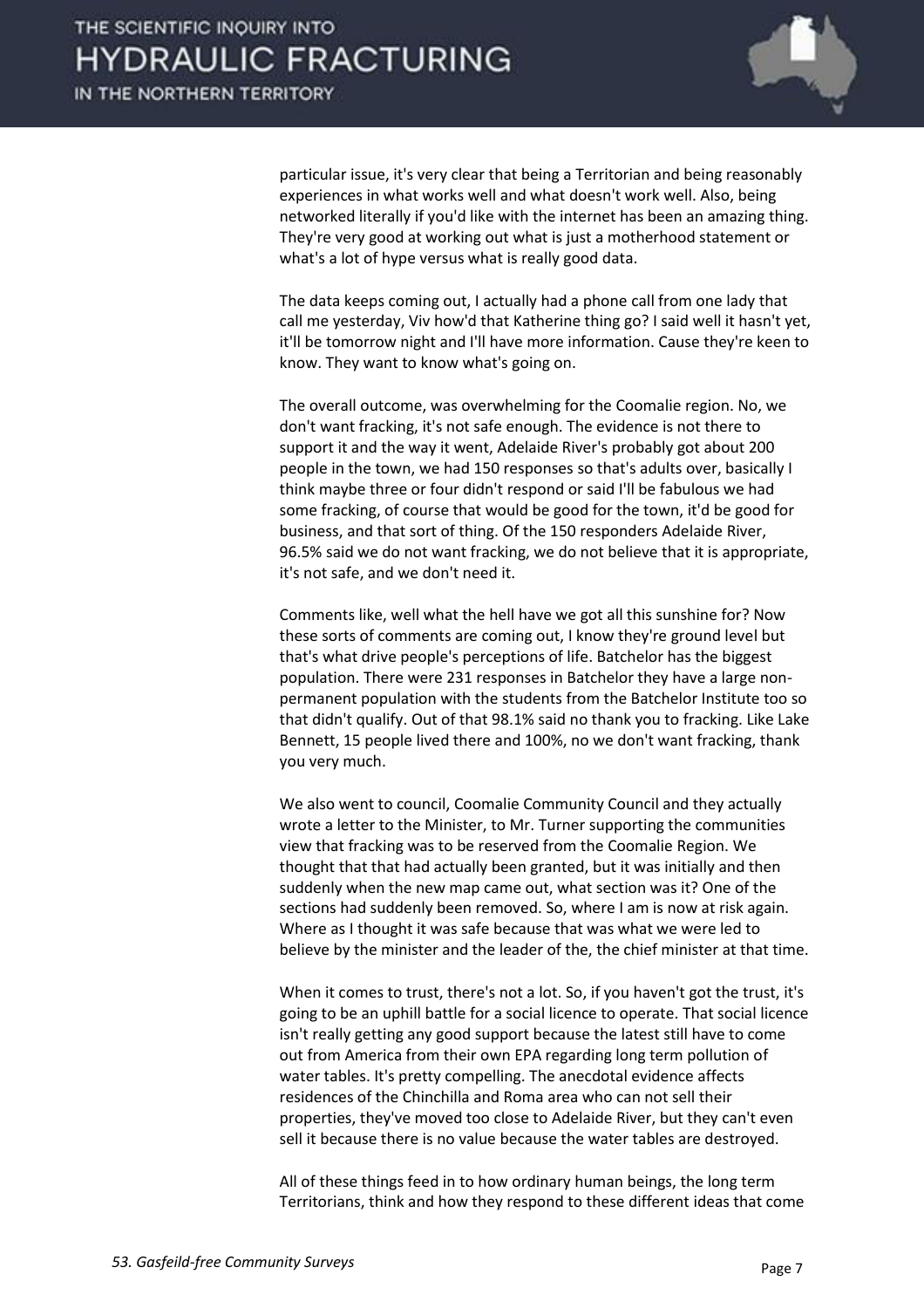particular issue, it's very clear that being a Territorian and being reasonably experiences in what works well and what doesn't work well. Also, being networked literally if you'd like with the internet has been an amazing thing. They're very good at working out what is just a motherhood statement or what's a lot of hype versus what is really good data.

The data keeps coming out, I actually had a phone call from one lady that call me yesterday, Viv how'd that Katherine thing go? I said well it hasn't yet, it'll be tomorrow night and I'll have more information. Cause they're keen to know. They want to know what's going on.

The overall outcome, was overwhelming for the Coomalie region. No, we don't want fracking, it's not safe enough. The evidence is not there to support it and the way it went, Adelaide River's probably got about 200 people in the town, we had 150 responses so that's adults over, basically I think maybe three or four didn't respond or said I'll be fabulous we had some fracking, of course that would be good for the town, it'd be good for business, and that sort of thing. Of the 150 responders Adelaide River, 96.5% said we do not want fracking, we do not believe that it is appropriate, it's not safe, and we don't need it.

Comments like, well what the hell have we got all this sunshine for? Now these sorts of comments are coming out, I know they're ground level but that's what drive people's perceptions of life. Batchelor has the biggest population. There were 231 responses in Batchelor they have a large non-permanent population with the students from the Batchelor Institute too so that didn't qualify. Out of that 98.1% said no thank you to fracking. Like Lake Bennett, 15 people lived there and 100%, no we don't want fracking, thank you very much.

We also went to council, Coomalie Community Council and they actually wrote a letter to the Minister, to Mr. Turner supporting the communities view that fracking was to be reserved from the Coomalie Region. We thought that that had actually been granted, but it was initially and then suddenly when the new map came out, what section was it? One of the sections had suddenly been removed. So, where I am is now at risk again. Where as I thought it was safe because that was what we were led to believe by the minister and the leader of the, the chief minister at that time.

When it comes to trust, there's not a lot. So, if you haven't got the trust, it's going to be an uphill battle for a social licence to operate. That social licence isn't really getting any good support because the latest still have to come out from America from their own EPA regarding long term pollution of water tables. It's pretty compelling. The anecdotal evidence affects residences of the Chinchilla and Roma area who can not sell their properties, they've moved too close to Adelaide River, but they can't even sell it because there is no value because the water tables are destroyed.

All of these things feed in to how ordinary human beings, the long term Territorians, think and how they respond to these different ideas that come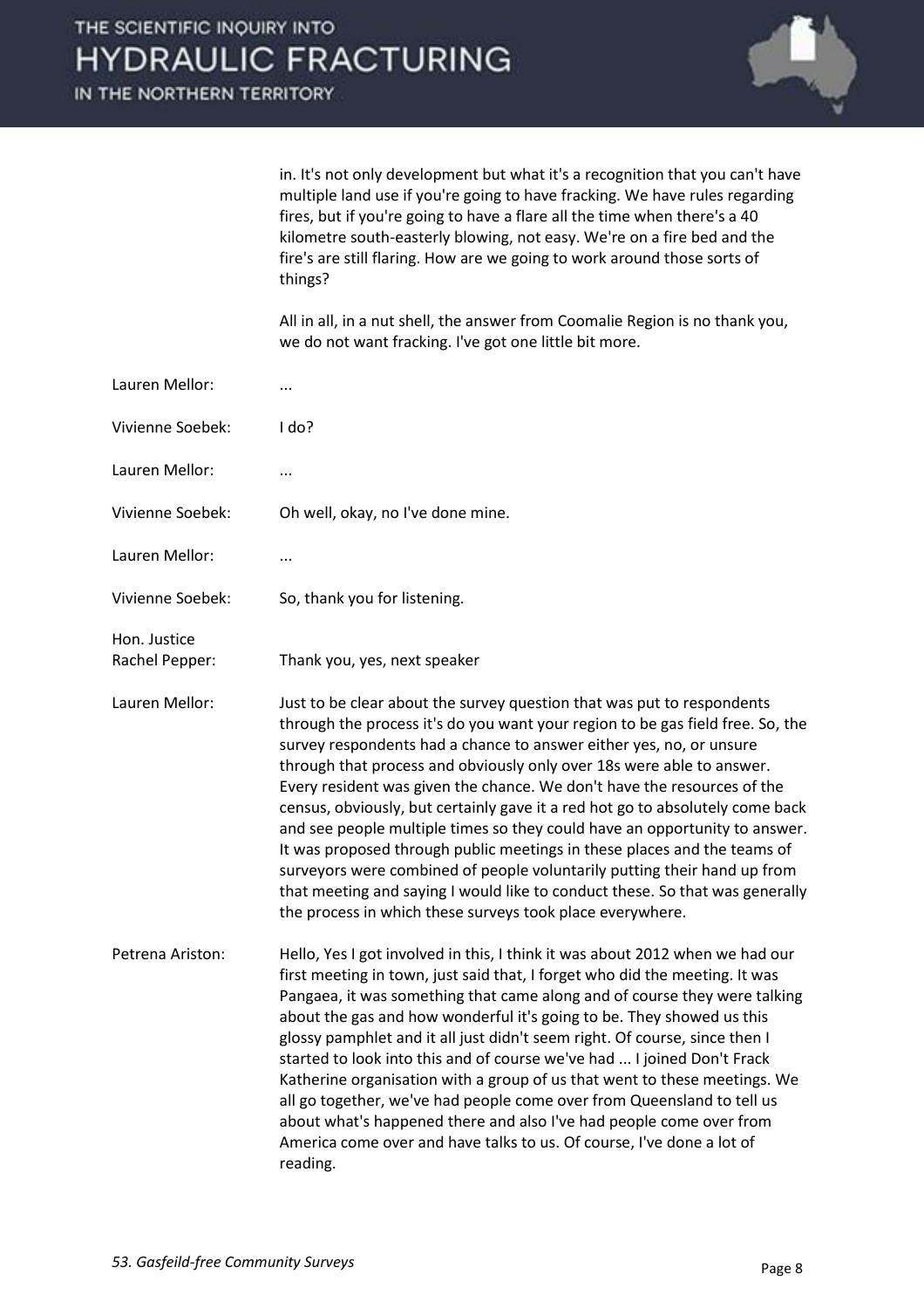in. It's not only development but what it's a recognition that you can't have multiple land use if you're going to have fracking. We have rules regarding fires, but if you're going to have a flare all the time when there's a 40 kilometre south-easterly blowing, not easy. We're on a fire bed and the fire's are still flaring. How are we going to work around those sorts of things?

All in all, in a nut shell, the answer from Coomalie Region is no thank you, we do not want fracking. I've got one little bit more.

**Lauren Mellor:** ...

**Vivienne Soebek:** I do?

**Lauren Mellor:** ...

**Vivienne Soebek:** Oh well, okay, no I've done mine.

**Lauren Mellor:** ...

**Vivienne Soebek:** So, thank you for listening.

**Hon. Justice Rachel Pepper:** Thank you, yes, next speaker

**Lauren Mellor:** Just to be clear about the survey question that was put to respondents through the process it's do you want your region to be gas field free. So, the survey respondents had a chance to answer either yes, no, or unsure through that process and obviously only over 18s were able to answer. Every resident was given the chance. We don't have the resources of the census, obviously, but certainly gave it a red hot go to absolutely come back and see people multiple times so they could have an opportunity to answer. It was proposed through public meetings in these places and the teams of surveyors were combined of people voluntarily putting their hand up from that meeting and saying I would like to conduct these. So that was generally the process in which these surveys took place everywhere.

**Petrena Ariston:** Hello, Yes I got involved in this, I think it was about 2012 when we had our first meeting in town, just said that, I forget who did the meeting. It was Pangaea, it was something that came along and of course they were talking about the gas and how wonderful it's going to be. They showed us this glossy pamphlet and it all just didn't seem right. Of course, since then I started to look into this and of course we've had ... I joined Don't Frack Katherine organisation with a group of us that went to these meetings. We all go together, we've had people come over from Queensland to tell us about what's happened there and also I've had people come over from America come over and have talks to us. Of course, I've done a lot of reading.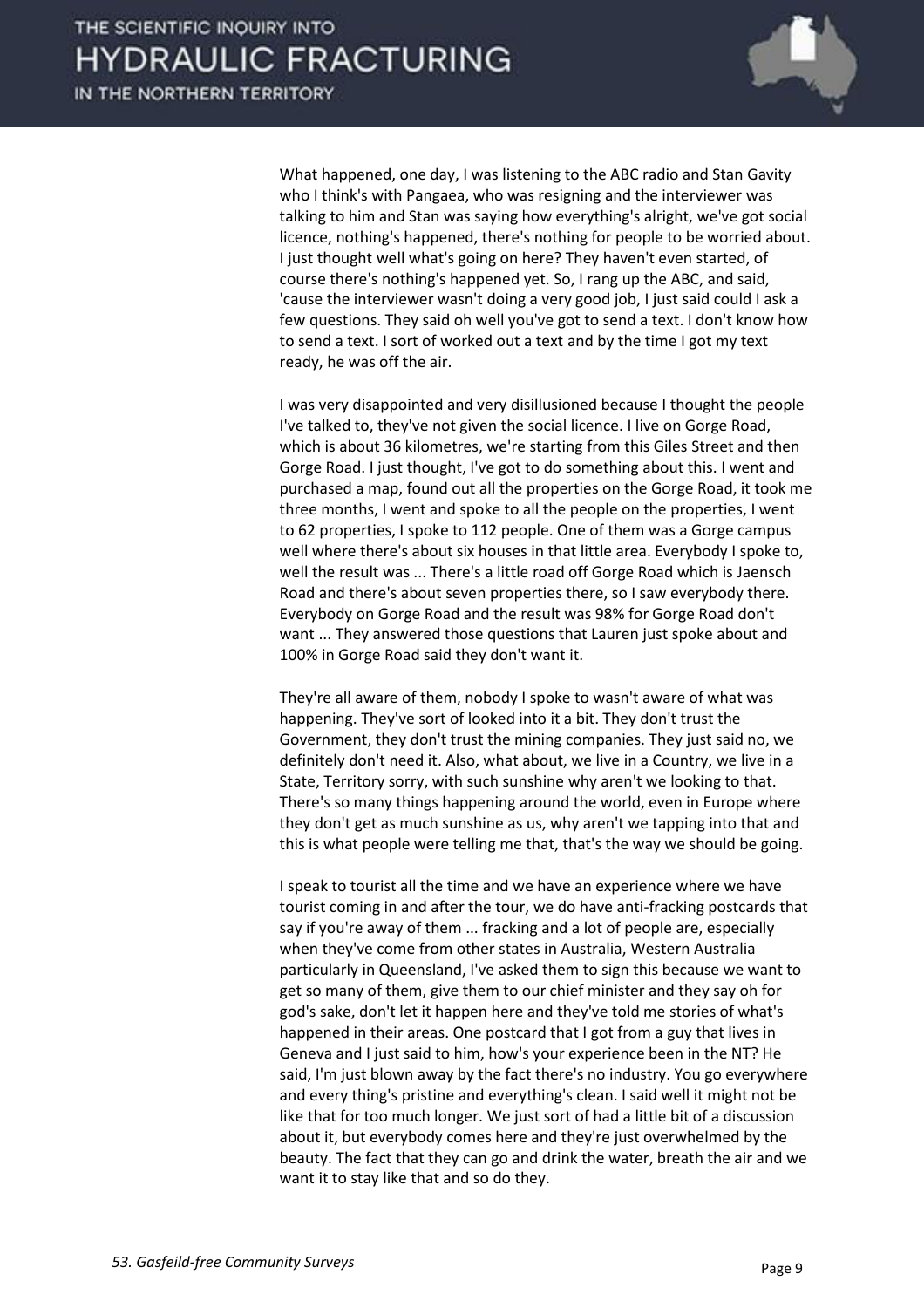What happened, one day, I was listening to the ABC radio and Stan Gavity who I think's with Pangaea, who was resigning and the interviewer was talking to him and Stan was saying how everything's alright, we've got social licence, nothing's happened, there's nothing for people to be worried about. I just thought well what's going on here? They haven't even started, of course there's nothing's happened yet. So, I rang up the ABC, and said, 'cause the interviewer wasn't doing a very good job, I just said could I ask a few questions. They said oh well you've got to send a text. I don't know how to send a text. I sort of worked out a text and by the time I got my text ready, he was off the air.

I was very disappointed and very disillusioned because I thought the people I've talked to, they've not given the social licence. I live on Gorge Road, which is about 36 kilometres, we're starting from this Giles Street and then Gorge Road. I just thought, I've got to do something about this. I went and purchased a map, found out all the properties on the Gorge Road, it took me three months, I went and spoke to all the people on the properties, I went to 62 properties, I spoke to 112 people. One of them was a Gorge campus well where there's about six houses in that little area. Everybody I spoke to, well the result was ... There's a little road off Gorge Road which is Jaensch Road and there's about seven properties there, so I saw everybody there. Everybody on Gorge Road and the result was 98% for Gorge Road don't want ... They answered those questions that Lauren just spoke about and 100% in Gorge Road said they don't want it.

They're all aware of them, nobody I spoke to wasn't aware of what was happening. They've sort of looked into it a bit. They don't trust the Government, they don't trust the mining companies. They just said no, we definitely don't need it. Also, what about, we live in a Country, we live in a State, Territory sorry, with such sunshine why aren't we looking to that. There's so many things happening around the world, even in Europe where they don't get as much sunshine as us, why aren't we tapping into that and this is what people were telling me that, that's the way we should be going.

I speak to tourist all the time and we have an experience where we have tourist coming in and after the tour, we do have anti-fracking postcards that say if you're away of them ... fracking and a lot of people are, especially when they've come from other states in Australia, Western Australia particularly in Queensland, I've asked them to sign this because we want to get so many of them, give them to our chief minister and they say oh for god's sake, don't let it happen here and they've told me stories of what's happened in their areas. One postcard that I got from a guy that lives in Geneva and I just said to him, how's your experience been in the NT? He said, I'm just blown away by the fact there's no industry. You go everywhere and every thing's pristine and everything's clean. I said well it might not be like that for too much longer. We just sort of had a little bit of a discussion about it, but everybody comes here and they're just overwhelmed by the beauty. The fact that they can go and drink the water, breath the air and we want it to stay like that and so do they.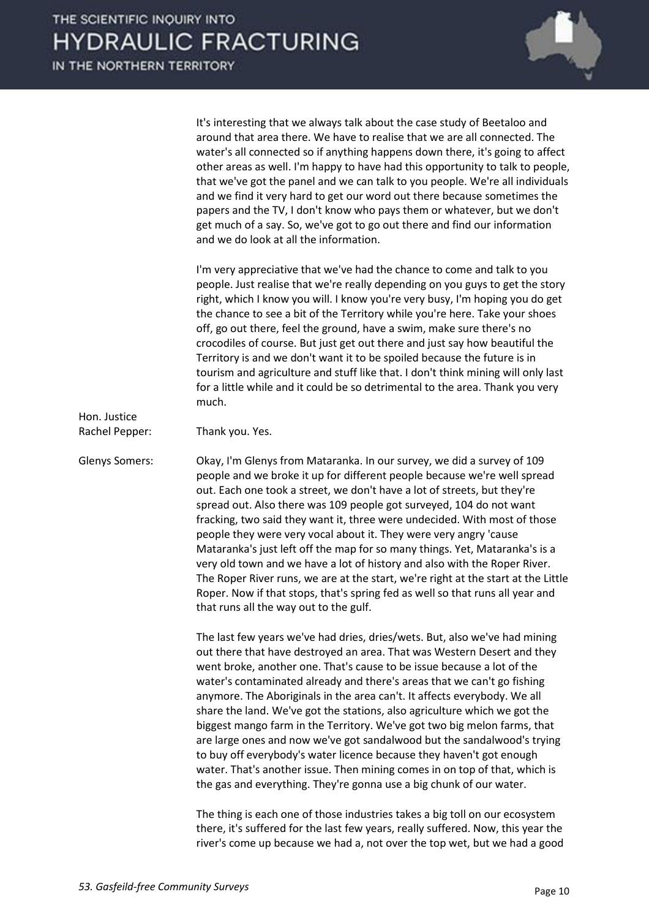It's interesting that we always talk about the case study of Beetaloo and around that area there. We have to realise that we are all connected. The water's all connected so if anything happens down there, it's going to affect other areas as well. I'm happy to have had this opportunity to talk to people, that we've got the panel and we can talk to you people. We're all individuals and we find it very hard to get our word out there because sometimes the papers and the TV, I don't know who pays them or whatever, but we don't get much of a say. So, we've got to go out there and find our information and we do look at all the information.

I'm very appreciative that we've had the chance to come and talk to you people. Just realise that we're really depending on you guys to get the story right, which I know you will. I know you're very busy, I'm hoping you do get the chance to see a bit of the Territory while you're here. Take your shoes off, go out there, feel the ground, have a swim, make sure there's no crocodiles of course. But just get out there and just say how beautiful the Territory is and we don't want it to be spoiled because the future is in tourism and agriculture and stuff like that. I don't think mining will only last for a little while and it could be so detrimental to the area. Thank you very much.

**Hon. Justice Rachel Pepper:** Thank you. Yes.

**Glenys Somers:** Okay, I'm Glenys from Mataranka. In our survey, we did a survey of 109 people and we broke it up for different people because we're well spread out. Each one took a street, we don't have a lot of streets, but they're spread out. Also there was 109 people got surveyed, 104 do not want fracking, two said they want it, three were undecided. With most of those people they were very vocal about it. They were very angry 'cause Mataranka's just left off the map for so many things. Yet, Mataranka's is a very old town and we have a lot of history and also with the Roper River. The Roper River runs, we are at the start, we're right at the start at the Little Roper. Now if that stops, that's spring fed as well so that runs all year and that runs all the way out to the gulf.

The last few years we've had dries, dries/wets. But, also we've had mining out there that have destroyed an area. That was Western Desert and they went broke, another one. That's cause to be issue because a lot of the water's contaminated already and there's areas that we can't go fishing anymore. The Aboriginals in the area can't. It affects everybody. We all share the land. We've got the stations, also agriculture which we got the biggest mango farm in the Territory. We've got two big melon farms, that are large ones and now we've got sandalwood but the sandalwood's trying to buy off everybody's water licence because they haven't got enough water. That's another issue. Then mining comes in on top of that, which is the gas and everything. They're gonna use a big chunk of our water.

The thing is each one of those industries takes a big toll on our ecosystem there, it's suffered for the last few years, really suffered. Now, this year the river's come up because we had a, not over the top wet, but we had a good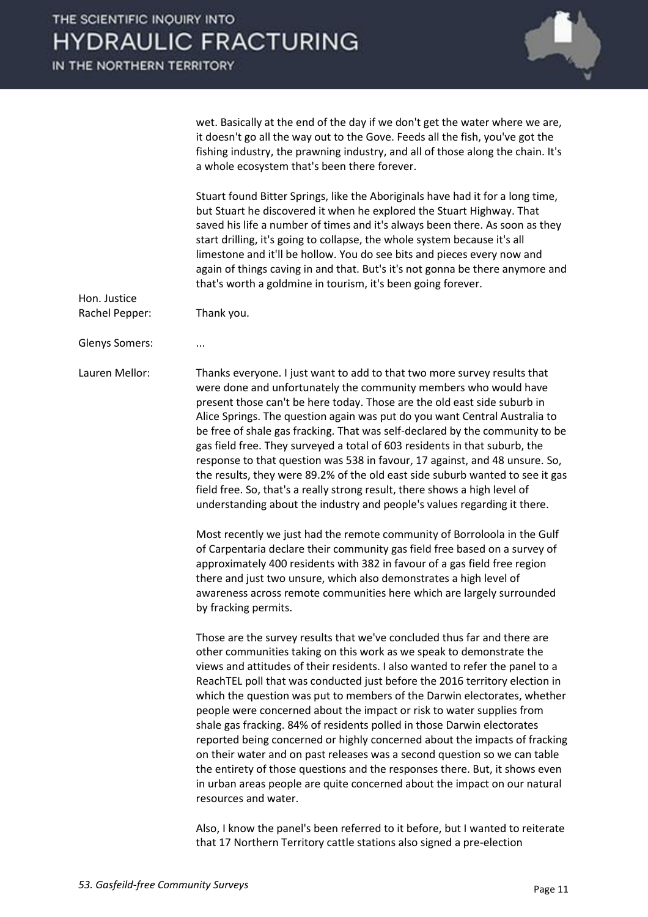wet. Basically at the end of the day if we don't get the water where we are, it doesn't go all the way out to the Gove. Feeds all the fish, you've got the fishing industry, the prawning industry, and all of those along the chain. It's a whole ecosystem that's been there forever.

Stuart found Bitter Springs, like the Aboriginals have had it for a long time, but Stuart he discovered it when he explored the Stuart Highway. That saved his life a number of times and it's always been there. As soon as they start drilling, it's going to collapse, the whole system because it's all limestone and it'll be hollow. You do see bits and pieces every now and again of things caving in and that. But's it's not gonna be there anymore and that's worth a goldmine in tourism, it's been going forever.

**Hon. Justice Rachel Pepper:** Thank you.

**Glenys Somers:** ...

**Lauren Mellor:** Thanks everyone. I just want to add to that two more survey results that were done and unfortunately the community members who would have present those can't be here today. Those are the old east side suburb in Alice Springs. The question again was put do you want Central Australia to be free of shale gas fracking. That was self-declared by the community to be gas field free. They surveyed a total of 603 residents in that suburb, the response to that question was 538 in favour, 17 against, and 48 unsure. So, the results, they were 89.2% of the old east side suburb wanted to see it gas field free. So, that's a really strong result, there shows a high level of understanding about the industry and people's values regarding it there.

Most recently we just had the remote community of Borroloola in the Gulf of Carpentaria declare their community gas field free based on a survey of approximately 400 residents with 382 in favour of a gas field free region there and just two unsure, which also demonstrates a high level of awareness across remote communities here which are largely surrounded by fracking permits.

Those are the survey results that we've concluded thus far and there are other communities taking on this work as we speak to demonstrate the views and attitudes of their residents. I also wanted to refer the panel to a ReachTEL poll that was conducted just before the 2016 territory election in which the question was put to members of the Darwin electorates, whether people were concerned about the impact or risk to water supplies from shale gas fracking. 84% of residents polled in those Darwin electorates reported being concerned or highly concerned about the impacts of fracking on their water and on past releases was a second question so we can table the entirety of those questions and the responses there. But, it shows even in urban areas people are quite concerned about the impact on our natural resources and water.

Also, I know the panel's been referred to it before, but I wanted to reiterate that 17 Northern Territory cattle stations also signed a pre-election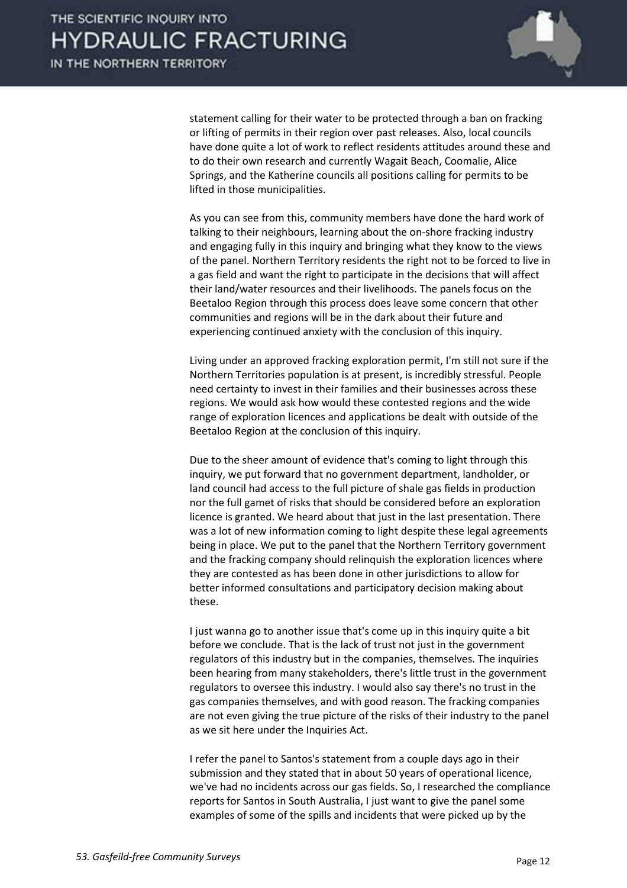statement calling for their water to be protected through a ban on fracking or lifting of permits in their region over past releases. Also, local councils have done quite a lot of work to reflect residents attitudes around these and to do their own research and currently Wagait Beach, Coomalie, Alice Springs, and the Katherine councils all positions calling for permits to be lifted in those municipalities.

As you can see from this, community members have done the hard work of talking to their neighbours, learning about the on-shore fracking industry and engaging fully in this inquiry and bringing what they know to the views of the panel. Northern Territory residents the right not to be forced to live in a gas field and want the right to participate in the decisions that will affect their land/water resources and their livelihoods. The panels focus on the Beetaloo Region through this process does leave some concern that other communities and regions will be in the dark about their future and experiencing continued anxiety with the conclusion of this inquiry.

Living under an approved fracking exploration permit, I'm still not sure if the Northern Territories population is at present, is incredibly stressful. People need certainty to invest in their families and their businesses across these regions. We would ask how would these contested regions and the wide range of exploration licences and applications be dealt with outside of the Beetaloo Region at the conclusion of this inquiry.

Due to the sheer amount of evidence that's coming to light through this inquiry, we put forward that no government department, landholder, or land council had access to the full picture of shale gas fields in production nor the full gamet of risks that should be considered before an exploration licence is granted. We heard about that just in the last presentation. There was a lot of new information coming to light despite these legal agreements being in place. We put to the panel that the Northern Territory government and the fracking company should relinquish the exploration licences where they are contested as has been done in other jurisdictions to allow for better informed consultations and participatory decision making about these.

I just wanna go to another issue that's come up in this inquiry quite a bit before we conclude. That is the lack of trust not just in the government regulators of this industry but in the companies, themselves. The inquiries been hearing from many stakeholders, there's little trust in the government regulators to oversee this industry. I would also say there's no trust in the gas companies themselves, and with good reason. The fracking companies are not even giving the true picture of the risks of their industry to the panel as we sit here under the Inquiries Act.

I refer the panel to Santos's statement from a couple days ago in their submission and they stated that in about 50 years of operational licence, we've had no incidents across our gas fields. So, I researched the compliance reports for Santos in South Australia, I just want to give the panel some examples of some of the spills and incidents that were picked up by the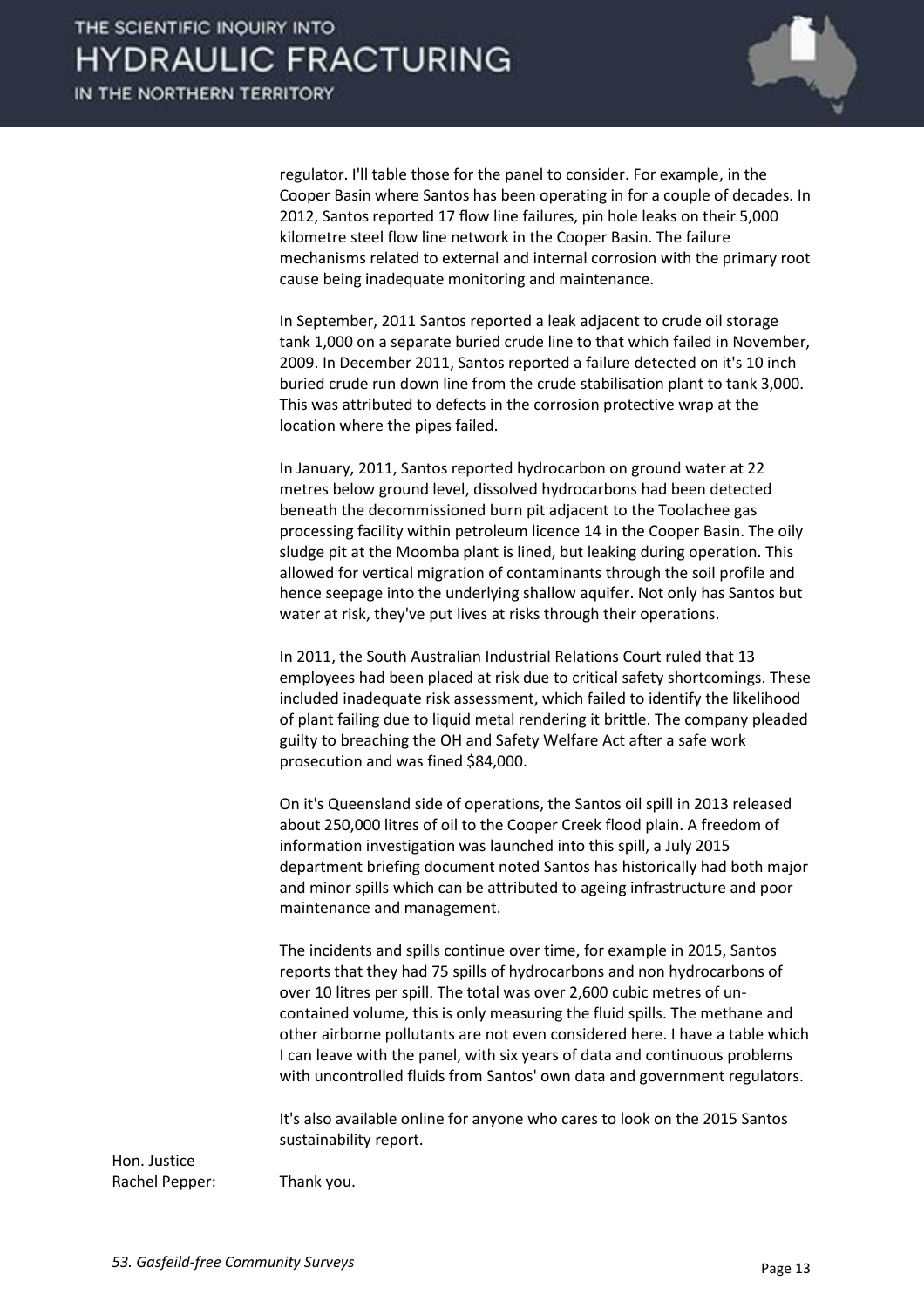regulator. I'll table those for the panel to consider. For example, in the Cooper Basin where Santos has been operating in for a couple of decades. In 2012, Santos reported 17 flow line failures, pin hole leaks on their 5,000 kilometre steel flow line network in the Cooper Basin. The failure mechanisms related to external and internal corrosion with the primary root cause being inadequate monitoring and maintenance.

In September, 2011 Santos reported a leak adjacent to crude oil storage tank 1,000 on a separate buried crude line to that which failed in November, 2009. In December 2011, Santos reported a failure detected on it's 10 inch buried crude run down line from the crude stabilisation plant to tank 3,000. This was attributed to defects in the corrosion protective wrap at the location where the pipes failed.

In January, 2011, Santos reported hydrocarbon on ground water at 22 metres below ground level, dissolved hydrocarbons had been detected beneath the decommissioned burn pit adjacent to the Toolachee gas processing facility within petroleum licence 14 in the Cooper Basin. The oily sludge pit at the Moomba plant is lined, but leaking during operation. This allowed for vertical migration of contaminants through the soil profile and hence seepage into the underlying shallow aquifer. Not only has Santos but water at risk, they've put lives at risks through their operations.

In 2011, the South Australian Industrial Relations Court ruled that 13 employees had been placed at risk due to critical safety shortcomings. These included inadequate risk assessment, which failed to identify the likelihood of plant failing due to liquid metal rendering it brittle. The company pleaded guilty to breaching the OH and Safety Welfare Act after a safe work prosecution and was fined $84,000.

On it's Queensland side of operations, the Santos oil spill in 2013 released about 250,000 litres of oil to the Cooper Creek flood plain. A freedom of information investigation was launched into this spill, a July 2015 department briefing document noted Santos has historically had both major and minor spills which can be attributed to ageing infrastructure and poor maintenance and management.

The incidents and spills continue over time, for example in 2015, Santos reports that they had 75 spills of hydrocarbons and non hydrocarbons of over 10 litres per spill. The total was over 2,600 cubic metres of un-contained volume, this is only measuring the fluid spills. The methane and other airborne pollutants are not even considered here. I have a table which I can leave with the panel, with six years of data and continuous problems with uncontrolled fluids from Santos' own data and government regulators.

It's also available online for anyone who cares to look on the 2015 Santos sustainability report.

Hon. Justice Rachel Pepper: Thank you.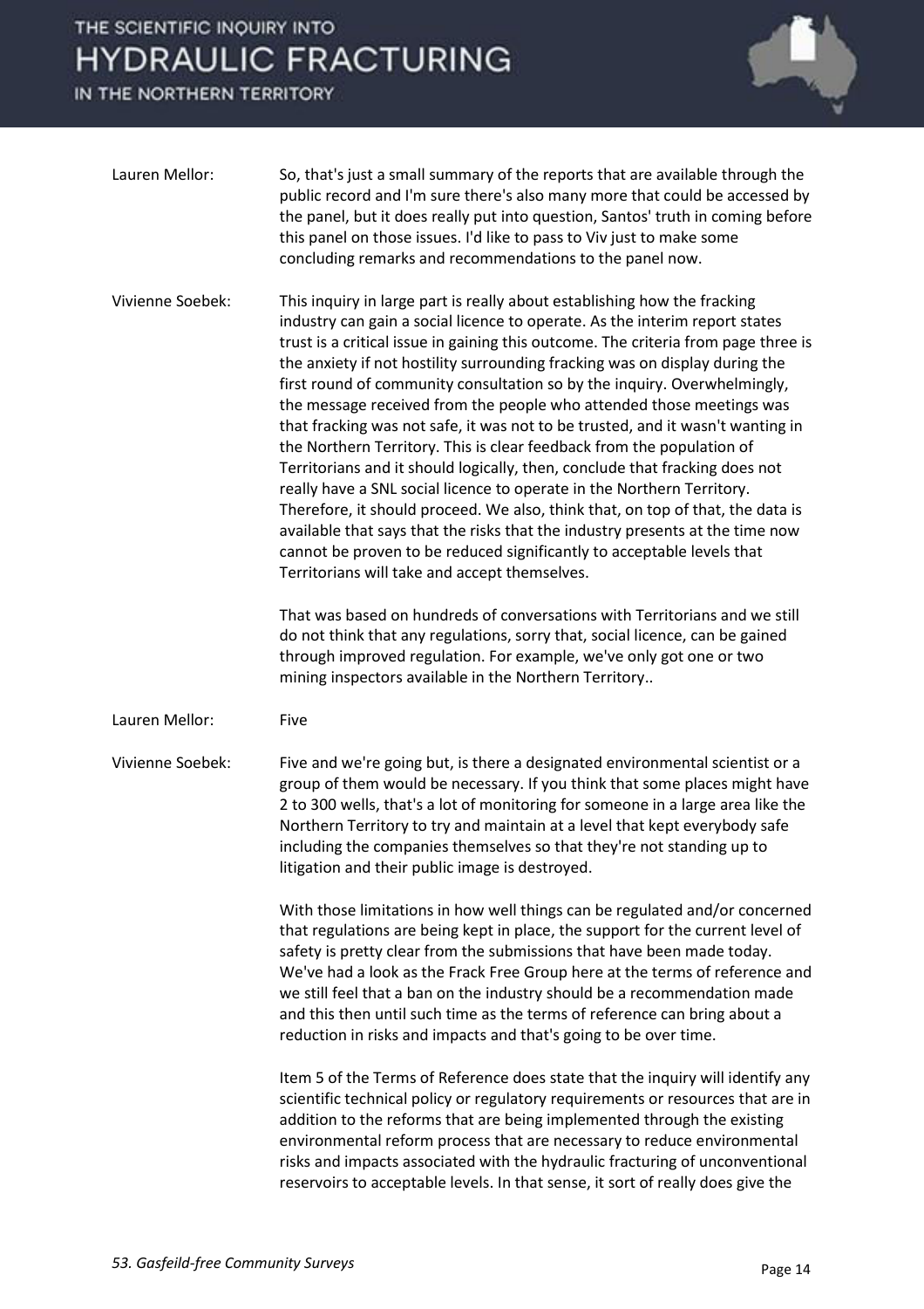Lauren Mellor: So, that's just a small summary of the reports that are available through the public record and I'm sure there's also many more that could be accessed by the panel, but it does really put into question, Santos' truth in coming before this panel on those issues. I'd like to pass to Viv just to make some concluding remarks and recommendations to the panel now.

Vivienne Soebek: This inquiry in large part is really about establishing how the fracking industry can gain a social licence to operate. As the interim report states trust is a critical issue in gaining this outcome. The criteria from page three is the anxiety if not hostility surrounding fracking was on display during the first round of community consultation so by the inquiry. Overwhelmingly, the message received from the people who attended those meetings was that fracking was not safe, it was not to be trusted, and it wasn't wanting in the Northern Territory. This is clear feedback from the population of Territorians and it should logically, then, conclude that fracking does not really have a SNL social licence to operate in the Northern Territory. Therefore, it should proceed. We also, think that, on top of that, the data is available that says that the risks that the industry presents at the time now cannot be proven to be reduced significantly to acceptable levels that Territorians will take and accept themselves.

That was based on hundreds of conversations with Territorians and we still do not think that any regulations, sorry that, social licence, can be gained through improved regulation. For example, we've only got one or two mining inspectors available in the Northern Territory..

Lauren Mellor: Five

Vivienne Soebek: Five and we're going but, is there a designated environmental scientist or a group of them would be necessary. If you think that some places might have 2 to 300 wells, that's a lot of monitoring for someone in a large area like the Northern Territory to try and maintain at a level that kept everybody safe including the companies themselves so that they're not standing up to litigation and their public image is destroyed.

With those limitations in how well things can be regulated and/or concerned that regulations are being kept in place, the support for the current level of safety is pretty clear from the submissions that have been made today. We've had a look as the Frack Free Group here at the terms of reference and we still feel that a ban on the industry should be a recommendation made and this then until such time as the terms of reference can bring about a reduction in risks and impacts and that's going to be over time.

Item 5 of the Terms of Reference does state that the inquiry will identify any scientific technical policy or regulatory requirements or resources that are in addition to the reforms that are being implemented through the existing environmental reform process that are necessary to reduce environmental risks and impacts associated with the hydraulic fracturing of unconventional reservoirs to acceptable levels. In that sense, it sort of really does give the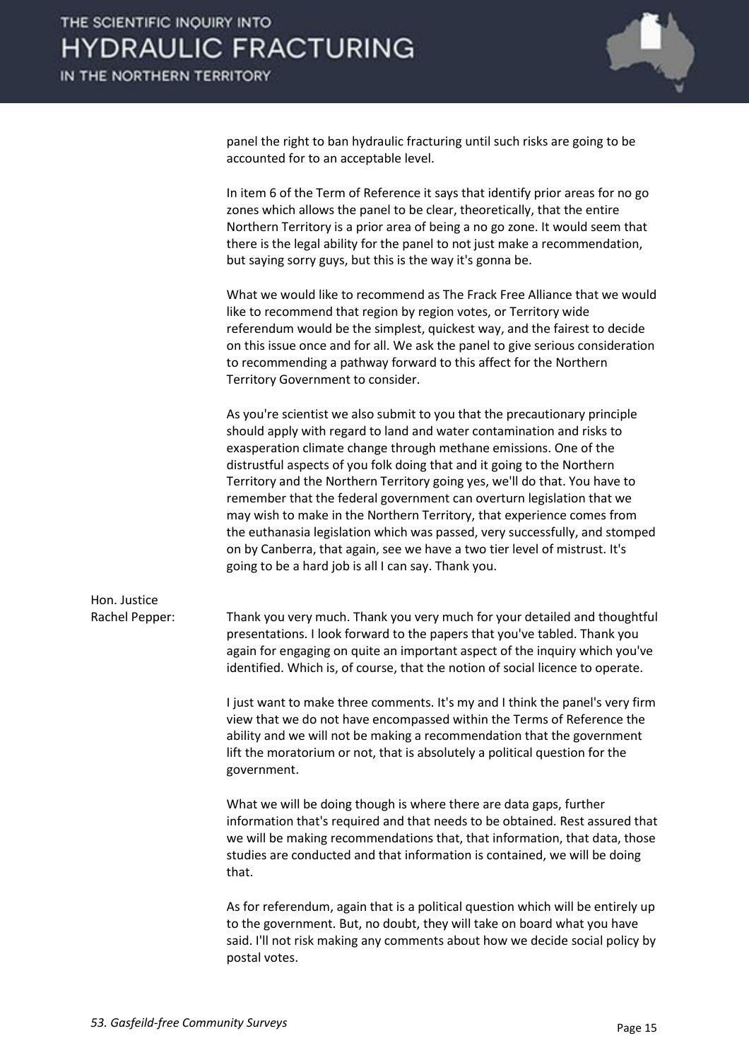panel the right to ban hydraulic fracturing until such risks are going to be accounted for to an acceptable level.

In item 6 of the Term of Reference it says that identify prior areas for no go zones which allows the panel to be clear, theoretically, that the entire Northern Territory is a prior area of being a no go zone. It would seem that there is the legal ability for the panel to not just make a recommendation, but saying sorry guys, but this is the way it's gonna be.

What we would like to recommend as The Frack Free Alliance that we would like to recommend that region by region votes, or Territory wide referendum would be the simplest, quickest way, and the fairest to decide on this issue once and for all. We ask the panel to give serious consideration to recommending a pathway forward to this affect for the Northern Territory Government to consider.

As you're scientist we also submit to you that the precautionary principle should apply with regard to land and water contamination and risks to exasperation climate change through methane emissions. One of the distrustful aspects of you folk doing that and it going to the Northern Territory and the Northern Territory going yes, we'll do that. You have to remember that the federal government can overturn legislation that we may wish to make in the Northern Territory, that experience comes from the euthanasia legislation which was passed, very successfully, and stomped on by Canberra, that again, see we have a two tier level of mistrust. It's going to be a hard job is all I can say. Thank you.

Hon. Justice Rachel Pepper: Thank you very much. Thank you very much for your detailed and thoughtful presentations. I look forward to the papers that you've tabled. Thank you again for engaging on quite an important aspect of the inquiry which you've identified. Which is, of course, that the notion of social licence to operate.

I just want to make three comments. It's my and I think the panel's very firm view that we do not have encompassed within the Terms of Reference the ability and we will not be making a recommendation that the government lift the moratorium or not, that is absolutely a political question for the government.

What we will be doing though is where there are data gaps, further information that's required and that needs to be obtained. Rest assured that we will be making recommendations that, that information, that data, those studies are conducted and that information is contained, we will be doing that.

As for referendum, again that is a political question which will be entirely up to the government. But, no doubt, they will take on board what you have said. I'll not risk making any comments about how we decide social policy by postal votes.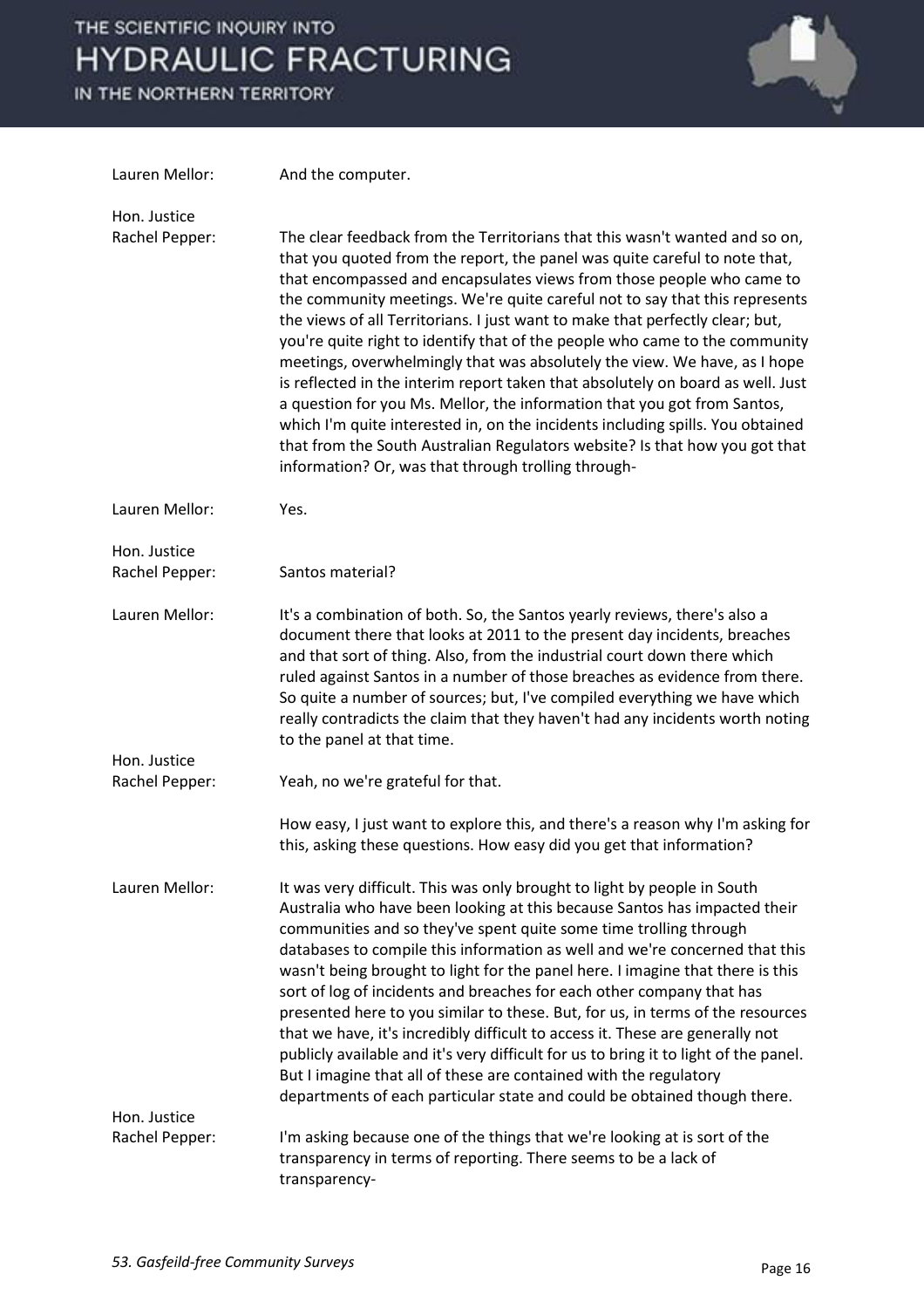Lauren Mellor: And the computer.

Hon. Justice Rachel Pepper: The clear feedback from the Territorians that this wasn't wanted and so on, that you quoted from the report, the panel was quite careful to note that, that encompassed and encapsulates views from those people who came to the community meetings. We're quite careful not to say that this represents the views of all Territorians. I just want to make that perfectly clear; but, you're quite right to identify that of the people who came to the community meetings, overwhelmingly that was absolutely the view. We have, as I hope is reflected in the interim report taken that absolutely on board as well. Just a question for you Ms. Mellor, the information that you got from Santos, which I'm quite interested in, on the incidents including spills. You obtained that from the South Australian Regulators website? Is that how you got that information? Or, was that through trolling through-

Lauren Mellor: Yes.

Hon. Justice Rachel Pepper: Santos material?

Lauren Mellor: It's a combination of both. So, the Santos yearly reviews, there's also a document there that looks at 2011 to the present day incidents, breaches and that sort of thing. Also, from the industrial court down there which ruled against Santos in a number of those breaches as evidence from there. So quite a number of sources; but, I've compiled everything we have which really contradicts the claim that they haven't had any incidents worth noting to the panel at that time.

Hon. Justice Rachel Pepper: Yeah, no we're grateful for that.

How easy, I just want to explore this, and there's a reason why I'm asking for this, asking these questions. How easy did you get that information?

Lauren Mellor: It was very difficult. This was only brought to light by people in South Australia who have been looking at this because Santos has impacted their communities and so they've spent quite some time trolling through databases to compile this information as well and we're concerned that this wasn't being brought to light for the panel here. I imagine that there is this sort of log of incidents and breaches for each other company that has presented here to you similar to these. But, for us, in terms of the resources that we have, it's incredibly difficult to access it. These are generally not publicly available and it's very difficult for us to bring it to light of the panel. But I imagine that all of these are contained with the regulatory departments of each particular state and could be obtained though there.

Hon. Justice Rachel Pepper: I'm asking because one of the things that we're looking at is sort of the transparency in terms of reporting. There seems to be a lack of transparency-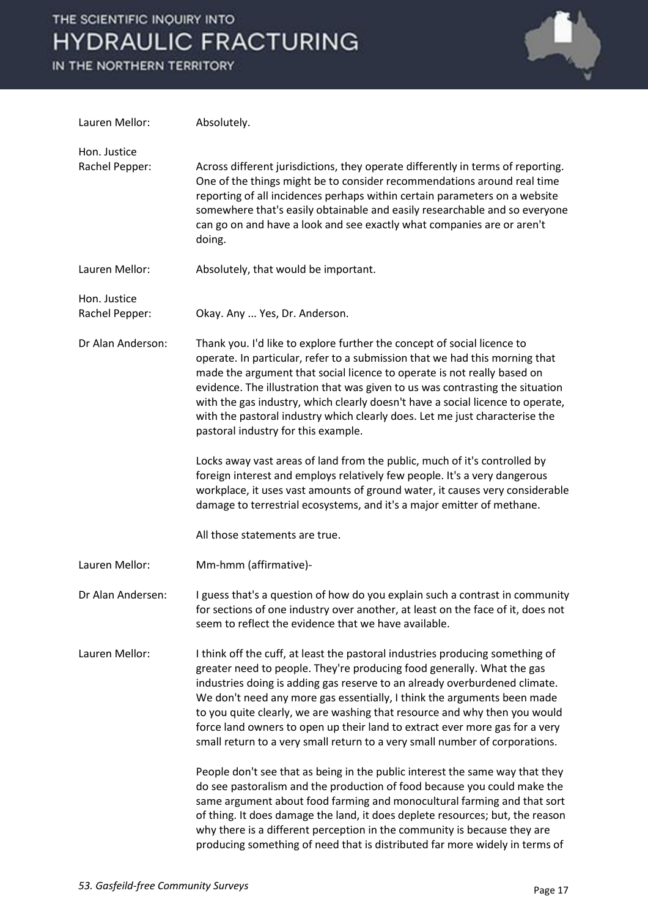Lauren Mellor: Absolutely.

Hon. Justice Rachel Pepper: Across different jurisdictions, they operate differently in terms of reporting. One of the things might be to consider recommendations around real time reporting of all incidences perhaps within certain parameters on a website somewhere that's easily obtainable and easily researchable and so everyone can go on and have a look and see exactly what companies are or aren't doing.

Lauren Mellor: Absolutely, that would be important.

Hon. Justice Rachel Pepper: Okay. Any ... Yes, Dr. Anderson.

Dr Alan Anderson: Thank you. I'd like to explore further the concept of social licence to operate. In particular, refer to a submission that we had this morning that made the argument that social licence to operate is not really based on evidence. The illustration that was given to us was contrasting the situation with the gas industry, which clearly doesn't have a social licence to operate, with the pastoral industry which clearly does. Let me just characterise the pastoral industry for this example.

Locks away vast areas of land from the public, much of it's controlled by foreign interest and employs relatively few people. It's a very dangerous workplace, it uses vast amounts of ground water, it causes very considerable damage to terrestrial ecosystems, and it's a major emitter of methane.

All those statements are true.

Lauren Mellor: Mm-hmm (affirmative)-

Dr Alan Andersen: I guess that's a question of how do you explain such a contrast in community for sections of one industry over another, at least on the face of it, does not seem to reflect the evidence that we have available.

Lauren Mellor: I think off the cuff, at least the pastoral industries producing something of greater need to people. They're producing food generally. What the gas industries doing is adding gas reserve to an already overburdened climate. We don't need any more gas essentially, I think the arguments been made to you quite clearly, we are washing that resource and why then you would force land owners to open up their land to extract ever more gas for a very small return to a very small return to a very small number of corporations.

People don't see that as being in the public interest the same way that they do see pastoralism and the production of food because you could make the same argument about food farming and monocultural farming and that sort of thing. It does damage the land, it does deplete resources; but, the reason why there is a different perception in the community is because they are producing something of need that is distributed far more widely in terms of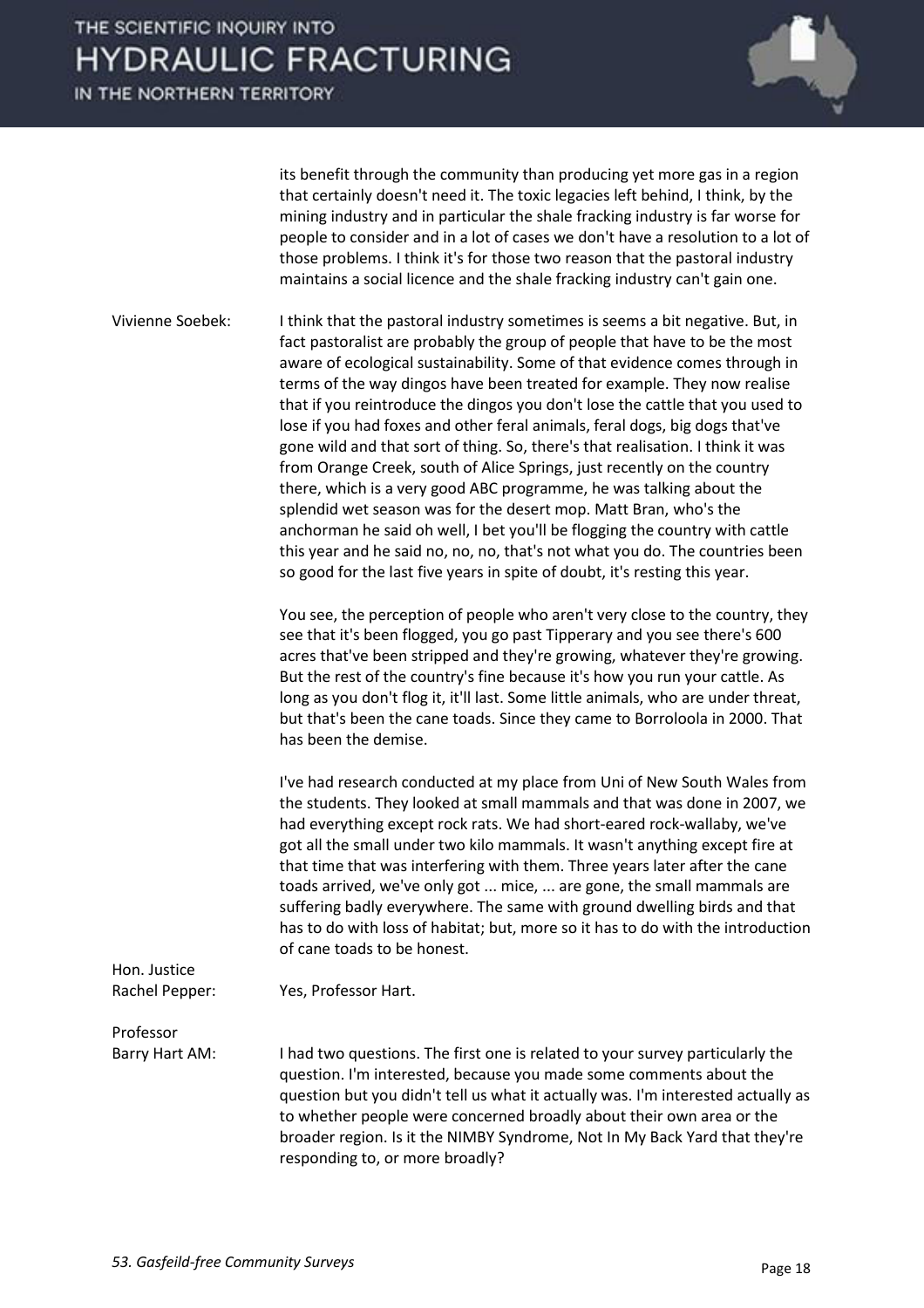its benefit through the community than producing yet more gas in a region that certainly doesn't need it. The toxic legacies left behind, I think, by the mining industry and in particular the shale fracking industry is far worse for people to consider and in a lot of cases we don't have a resolution to a lot of those problems. I think it's for those two reason that the pastoral industry maintains a social licence and the shale fracking industry can't gain one.

Vivienne Soebek: I think that the pastoral industry sometimes is seems a bit negative. But, in fact pastoralist are probably the group of people that have to be the most aware of ecological sustainability. Some of that evidence comes through in terms of the way dingos have been treated for example. They now realise that if you reintroduce the dingos you don't lose the cattle that you used to lose if you had foxes and other feral animals, feral dogs, big dogs that've gone wild and that sort of thing. So, there's that realisation. I think it was from Orange Creek, south of Alice Springs, just recently on the country there, which is a very good ABC programme, he was talking about the splendid wet season was for the desert mop. Matt Bran, who's the anchorman he said oh well, I bet you'll be flogging the country with cattle this year and he said no, no, no, that's not what you do. The countries been so good for the last five years in spite of doubt, it's resting this year.

You see, the perception of people who aren't very close to the country, they see that it's been flogged, you go past Tipperary and you see there's 600 acres that've been stripped and they're growing, whatever they're growing. But the rest of the country's fine because it's how you run your cattle. As long as you don't flog it, it'll last. Some little animals, who are under threat, but that's been the cane toads. Since they came to Borroloola in 2000. That has been the demise.

I've had research conducted at my place from Uni of New South Wales from the students. They looked at small mammals and that was done in 2007, we had everything except rock rats. We had short-eared rock-wallaby, we've got all the small under two kilo mammals. It wasn't anything except fire at that time that was interfering with them. Three years later after the cane toads arrived, we've only got ... mice, ... are gone, the small mammals are suffering badly everywhere. The same with ground dwelling birds and that has to do with loss of habitat; but, more so it has to do with the introduction of cane toads to be honest.

Hon. Justice Rachel Pepper: Yes, Professor Hart.

Professor Barry Hart AM: I had two questions. The first one is related to your survey particularly the question. I'm interested, because you made some comments about the question but you didn't tell us what it actually was. I'm interested actually as to whether people were concerned broadly about their own area or the broader region. Is it the NIMBY Syndrome, Not In My Back Yard that they're responding to, or more broadly?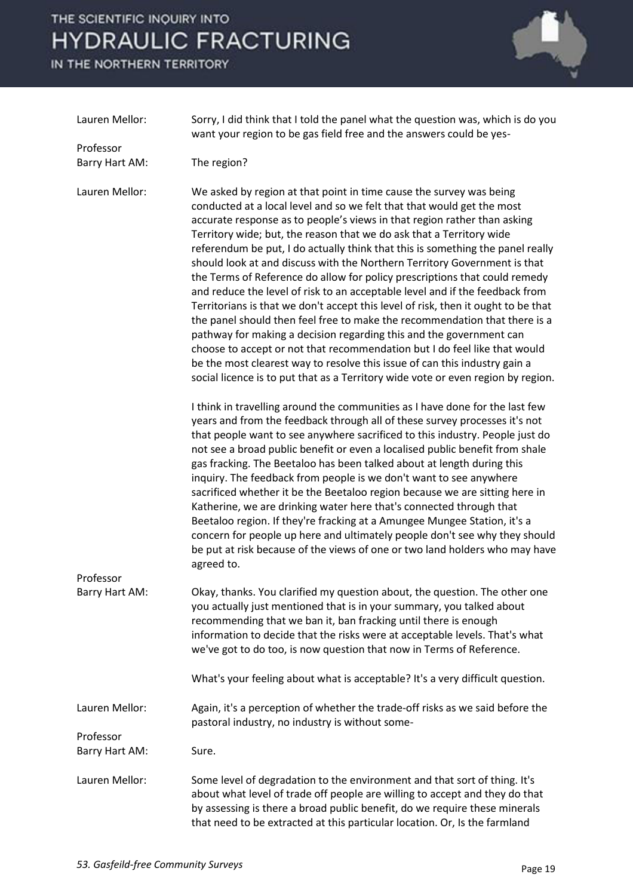Lauren Mellor: Sorry, I did think that I told the panel what the question was, which is do you want your region to be gas field free and the answers could be yes-

Professor Barry Hart AM: The region?

Lauren Mellor: We asked by region at that point in time cause the survey was being conducted at a local level and so we felt that that would get the most accurate response as to people's views in that region rather than asking Territory wide; but, the reason that we do ask that a Territory wide referendum be put, I do actually think that this is something the panel really should look at and discuss with the Northern Territory Government is that the Terms of Reference do allow for policy prescriptions that could remedy and reduce the level of risk to an acceptable level and if the feedback from Territorians is that we don't accept this level of risk, then it ought to be that the panel should then feel free to make the recommendation that there is a pathway for making a decision regarding this and the government can choose to accept or not that recommendation but I do feel like that would be the most clearest way to resolve this issue of can this industry gain a social licence is to put that as a Territory wide vote or even region by region.

I think in travelling around the communities as I have done for the last few years and from the feedback through all of these survey processes it's not that people want to see anywhere sacrificed to this industry. People just do not see a broad public benefit or even a localised public benefit from shale gas fracking. The Beetaloo has been talked about at length during this inquiry. The feedback from people is we don't want to see anywhere sacrificed whether it be the Beetaloo region because we are sitting here in Katherine, we are drinking water here that's connected through that Beetaloo region. If they're fracking at a Amungee Mungee Station, it's a concern for people up here and ultimately people don't see why they should be put at risk because of the views of one or two land holders who may have agreed to.

Professor Barry Hart AM: Okay, thanks. You clarified my question about, the question. The other one you actually just mentioned that is in your summary, you talked about recommending that we ban it, ban fracking until there is enough information to decide that the risks were at acceptable levels. That's what we've got to do too, is now question that now in Terms of Reference.

What's your feeling about what is acceptable? It's a very difficult question.

Lauren Mellor: Again, it's a perception of whether the trade-off risks as we said before the pastoral industry, no industry is without some-

Professor Barry Hart AM: Sure.

Lauren Mellor: Some level of degradation to the environment and that sort of thing. It's about what level of trade off people are willing to accept and they do that by assessing is there a broad public benefit, do we require these minerals that need to be extracted at this particular location. Or, Is the farmland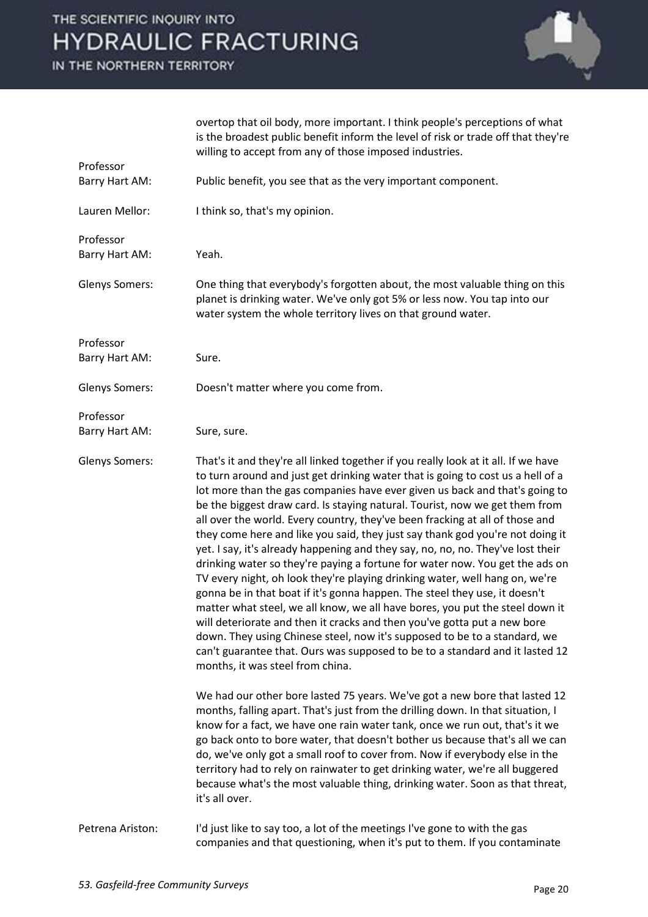overtop that oil body, more important. I think people's perceptions of what is the broadest public benefit inform the level of risk or trade off that they're willing to accept from any of those imposed industries.

**Professor Barry Hart AM:** Public benefit, you see that as the very important component.

**Lauren Mellor:** I think so, that's my opinion.

**Professor Barry Hart AM:** Yeah.

**Glenys Somers:** One thing that everybody's forgotten about, the most valuable thing on this planet is drinking water. We've only got 5% or less now. You tap into our water system the whole territory lives on that ground water.

**Professor Barry Hart AM:** Sure.

**Glenys Somers:** Doesn't matter where you come from.

**Professor Barry Hart AM:** Sure, sure.

**Glenys Somers:** That's it and they're all linked together if you really look at it all. If we have to turn around and just get drinking water that is going to cost us a hell of a lot more than the gas companies have ever given us back and that's going to be the biggest draw card. Is staying natural. Tourist, now we get them from all over the world. Every country, they've been fracking at all of those and they come here and like you said, they just say thank god you're not doing it yet. I say, it's already happening and they say, no, no, no. They've lost their drinking water so they're paying a fortune for water now. You get the ads on TV every night, oh look they're playing drinking water, well hang on, we're gonna be in that boat if it's gonna happen. The steel they use, it doesn't matter what steel, we all know, we all have bores, you put the steel down it will deteriorate and then it cracks and then you've gotta put a new bore down. They using Chinese steel, now it's supposed to be to a standard, we can't guarantee that. Ours was supposed to be to a standard and it lasted 12 months, it was steel from china.

We had our other bore lasted 75 years. We've got a new bore that lasted 12 months, falling apart. That's just from the drilling down. In that situation, I know for a fact, we have one rain water tank, once we run out, that's it we go back onto to bore water, that doesn't bother us because that's all we can do, we've only got a small roof to cover from. Now if everybody else in the territory had to rely on rainwater to get drinking water, we're all buggered because what's the most valuable thing, drinking water. Soon as that threat, it's all over.

**Petrena Ariston:** I'd just like to say too, a lot of the meetings I've gone to with the gas companies and that questioning, when it's put to them. If you contaminate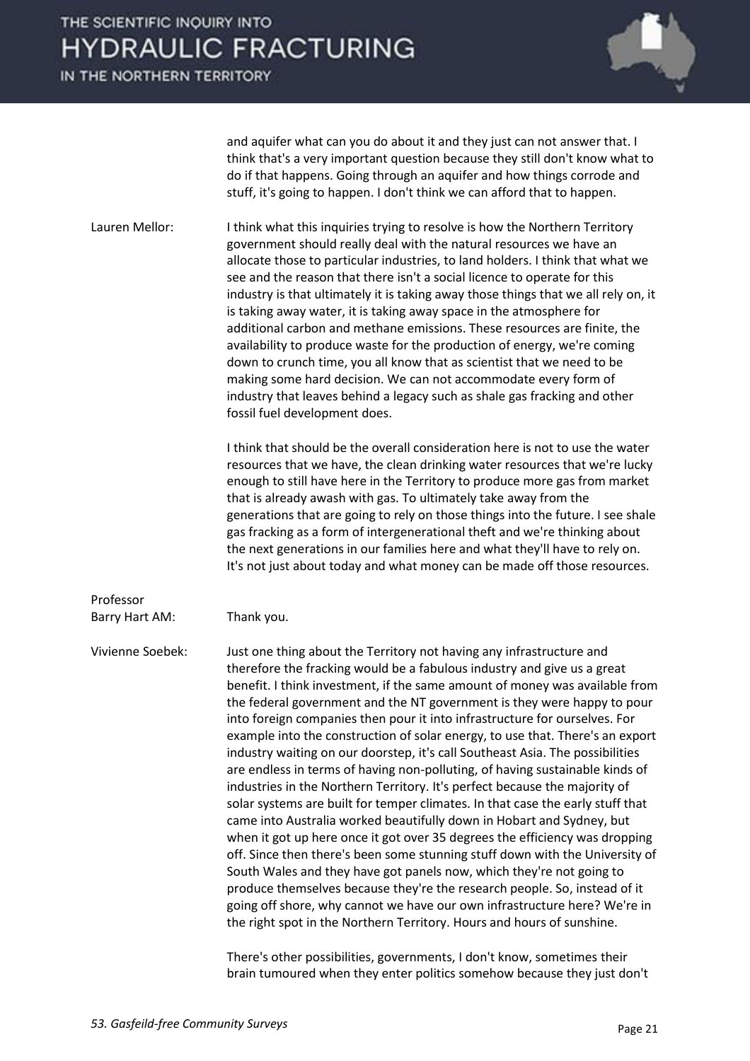and aquifer what can you do about it and they just can not answer that. I think that's a very important question because they still don't know what to do if that happens. Going through an aquifer and how things corrode and stuff, it's going to happen. I don't think we can afford that to happen.

Lauren Mellor: I think what this inquiries trying to resolve is how the Northern Territory government should really deal with the natural resources we have an allocate those to particular industries, to land holders. I think that what we see and the reason that there isn't a social licence to operate for this industry is that ultimately it is taking away those things that we all rely on, it is taking away water, it is taking away space in the atmosphere for additional carbon and methane emissions. These resources are finite, the availability to produce waste for the production of energy, we're coming down to crunch time, you all know that as scientist that we need to be making some hard decision. We can not accommodate every form of industry that leaves behind a legacy such as shale gas fracking and other fossil fuel development does.

I think that should be the overall consideration here is not to use the water resources that we have, the clean drinking water resources that we're lucky enough to still have here in the Territory to produce more gas from market that is already awash with gas. To ultimately take away from the generations that are going to rely on those things into the future. I see shale gas fracking as a form of intergenerational theft and we're thinking about the next generations in our families here and what they'll have to rely on. It's not just about today and what money can be made off those resources.

Professor Barry Hart AM: Thank you.

Vivienne Soebek: Just one thing about the Territory not having any infrastructure and therefore the fracking would be a fabulous industry and give us a great benefit. I think investment, if the same amount of money was available from the federal government and the NT government is they were happy to pour into foreign companies then pour it into infrastructure for ourselves. For example into the construction of solar energy, to use that. There's an export industry waiting on our doorstep, it's call Southeast Asia. The possibilities are endless in terms of having non-polluting, of having sustainable kinds of industries in the Northern Territory. It's perfect because the majority of solar systems are built for temper climates. In that case the early stuff that came into Australia worked beautifully down in Hobart and Sydney, but when it got up here once it got over 35 degrees the efficiency was dropping off. Since then there's been some stunning stuff down with the University of South Wales and they have got panels now, which they're not going to produce themselves because they're the research people. So, instead of it going off shore, why cannot we have our own infrastructure here? We're in the right spot in the Northern Territory. Hours and hours of sunshine.

There's other possibilities, governments, I don't know, sometimes their brain tumoured when they enter politics somehow because they just don't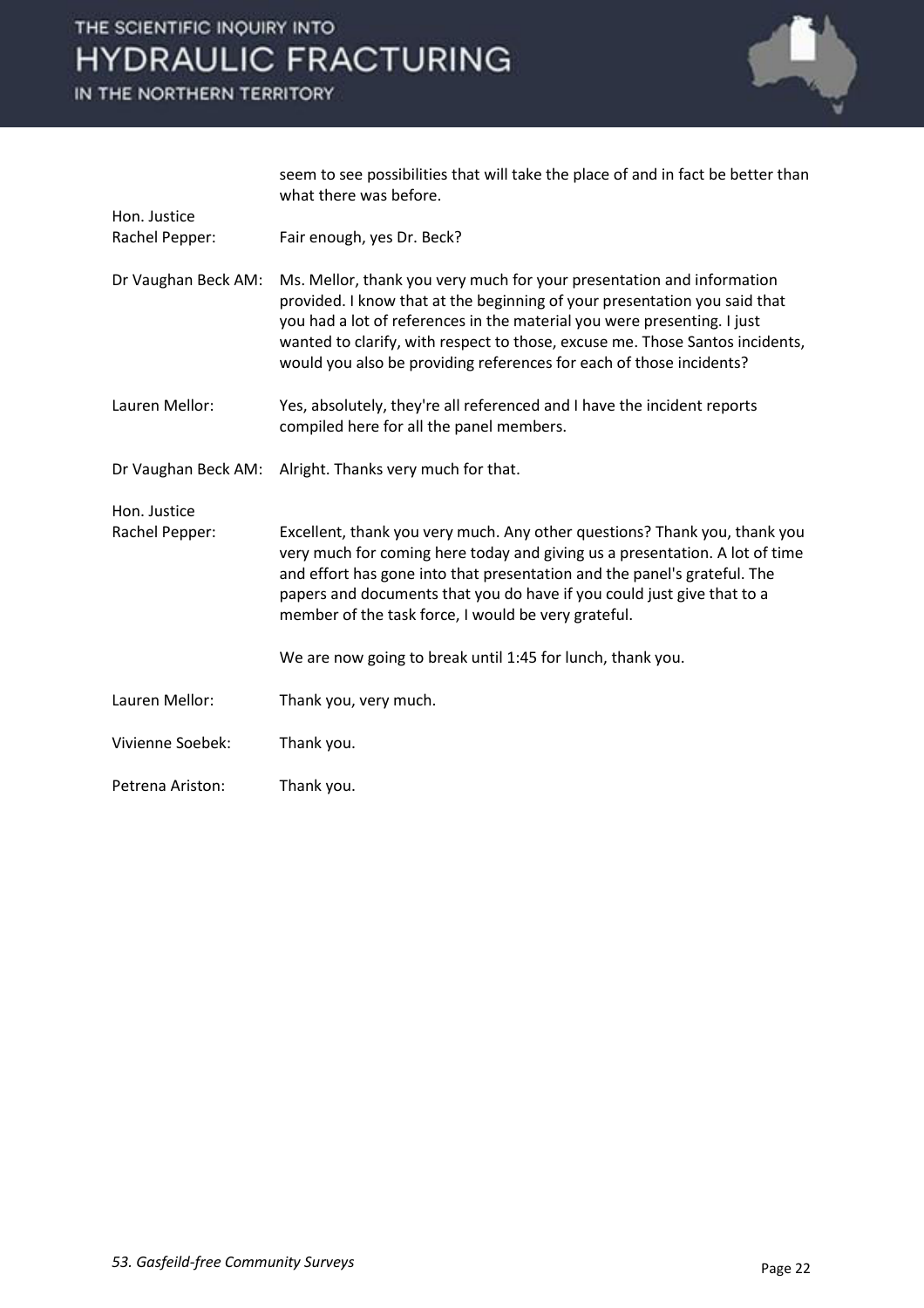seem to see possibilities that will take the place of and in fact be better than what there was before.

**Hon. Justice Rachel Pepper:** Fair enough, yes Dr. Beck?

**Dr Vaughan Beck AM:** Ms. Mellor, thank you very much for your presentation and information provided. I know that at the beginning of your presentation you said that you had a lot of references in the material you were presenting. I just wanted to clarify, with respect to those, excuse me. Those Santos incidents, would you also be providing references for each of those incidents?

**Lauren Mellor:** Yes, absolutely, they're all referenced and I have the incident reports compiled here for all the panel members.

**Dr Vaughan Beck AM:** Alright. Thanks very much for that.

**Hon. Justice Rachel Pepper:** Excellent, thank you very much. Any other questions? Thank you, thank you very much for coming here today and giving us a presentation. A lot of time and effort has gone into that presentation and the panel's grateful. The papers and documents that you do have if you could just give that to a member of the task force, I would be very grateful.

We are now going to break until 1:45 for lunch, thank you.

**Lauren Mellor:** Thank you, very much.

**Vivienne Soebek:** Thank you.

**Petrena Ariston:** Thank you.